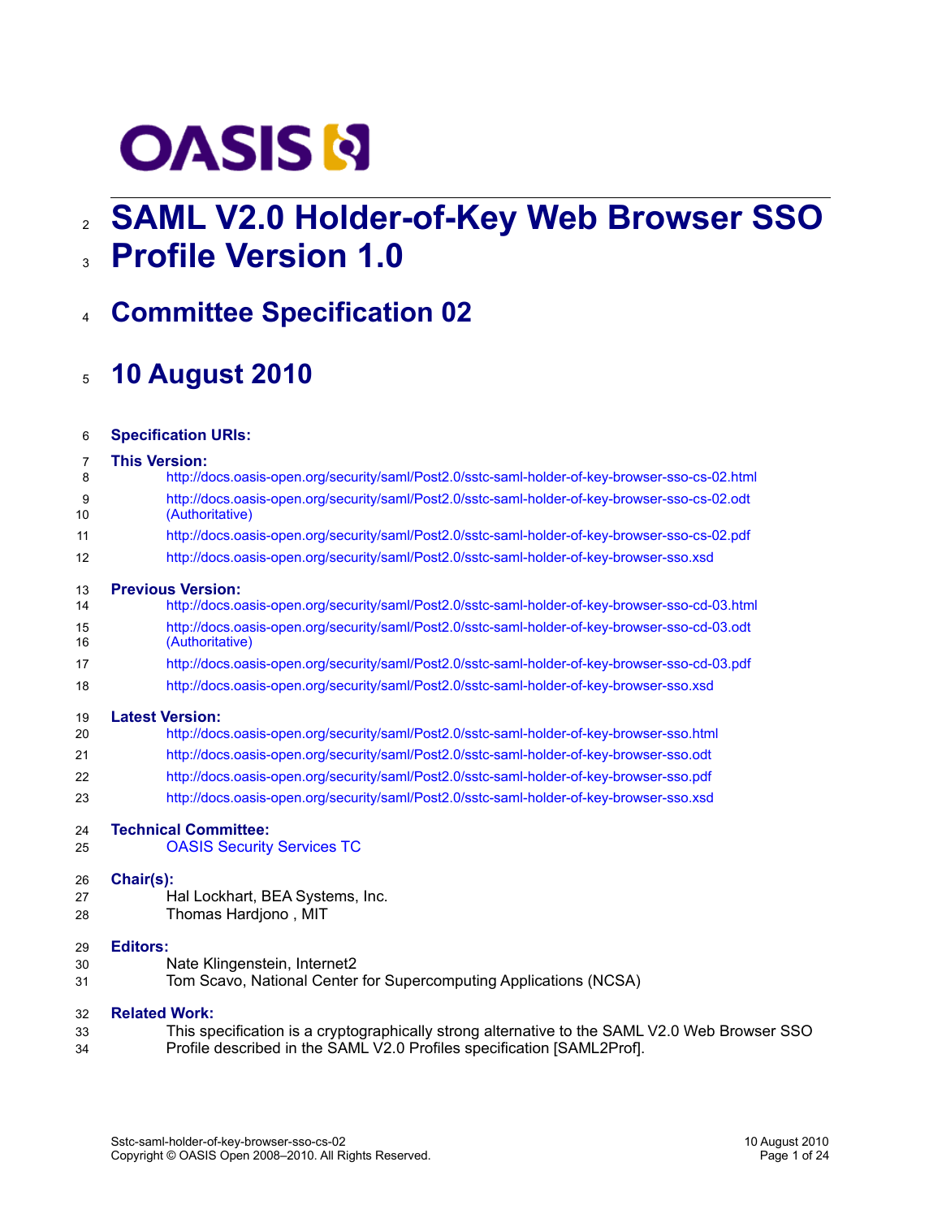# SAML V2.0 Holder-of-Key Web Browser SSO Profile Version 1.0

## Committee Specification 02

## 10 August 2010

**Specification URIs:**

**This Version:**

http://docs.oasis-open.org/security/saml/Post2.0/sstc-saml-holder-of-key-browser-sso-cs-02.html

http://docs.oasis-open.org/security/saml/Post2.0/sstc-saml-holder-of-key-browser-sso-cs-02.odt (Authoritative)

http://docs.oasis-open.org/security/saml/Post2.0/sstc-saml-holder-of-key-browser-sso-cs-02.pdf

http://docs.oasis-open.org/security/saml/Post2.0/sstc-saml-holder-of-key-browser-sso.xsd

**Previous Version:**

http://docs.oasis-open.org/security/saml/Post2.0/sstc-saml-holder-of-key-browser-sso-cd-03.html

http://docs.oasis-open.org/security/saml/Post2.0/sstc-saml-holder-of-key-browser-sso-cd-03.odt (Authoritative)

http://docs.oasis-open.org/security/saml/Post2.0/sstc-saml-holder-of-key-browser-sso-cd-03.pdf

http://docs.oasis-open.org/security/saml/Post2.0/sstc-saml-holder-of-key-browser-sso.xsd

**Latest Version:**

http://docs.oasis-open.org/security/saml/Post2.0/sstc-saml-holder-of-key-browser-sso.html

http://docs.oasis-open.org/security/saml/Post2.0/sstc-saml-holder-of-key-browser-sso.odt

http://docs.oasis-open.org/security/saml/Post2.0/sstc-saml-holder-of-key-browser-sso.pdf

http://docs.oasis-open.org/security/saml/Post2.0/sstc-saml-holder-of-key-browser-sso.xsd

**Technical Committee:**

OASIS Security Services TC

**Chair(s):**

Hal Lockhart, BEA Systems, Inc.
Thomas Hardjono , MIT

**Editors:**

Nate Klingenstein, Internet2
Tom Scavo, National Center for Supercomputing Applications (NCSA)

**Related Work:**

This specification is a cryptographically strong alternative to the SAML V2.0 Web Browser SSO Profile described in the SAML V2.0 Profiles specification [SAML2Prof].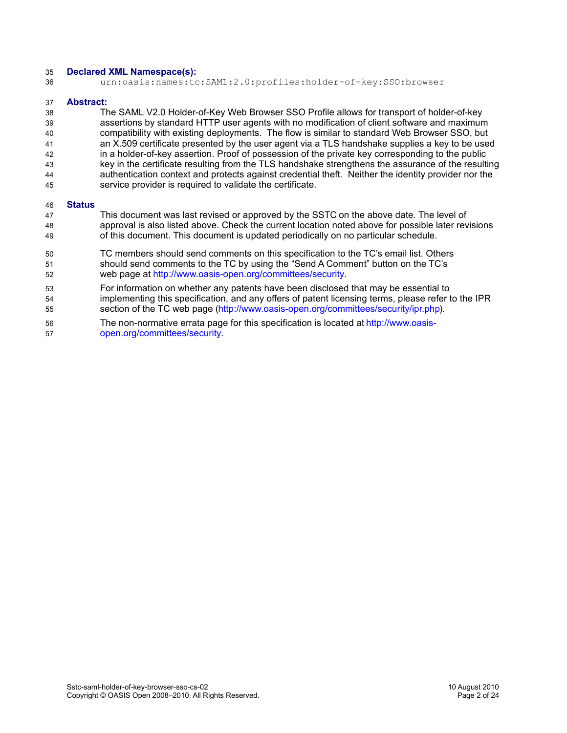**Declared XML Namespace(s):**

`urn:oasis:names:tc:SAML:2.0:profiles:holder-of-key:SSO:browser`

**Abstract:**

The SAML V2.0 Holder-of-Key Web Browser SSO Profile allows for transport of holder-of-key assertions by standard HTTP user agents with no modification of client software and maximum compatibility with existing deployments. The flow is similar to standard Web Browser SSO, but an X.509 certificate presented by the user agent via a TLS handshake supplies a key to be used in a holder-of-key assertion. Proof of possession of the private key corresponding to the public key in the certificate resulting from the TLS handshake strengthens the assurance of the resulting authentication context and protects against credential theft. Neither the identity provider nor the service provider is required to validate the certificate.

**Status**

This document was last revised or approved by the SSTC on the above date. The level of approval is also listed above. Check the current location noted above for possible later revisions of this document. This document is updated periodically on no particular schedule.

TC members should send comments on this specification to the TC's email list. Others should send comments to the TC by using the "Send A Comment" button on the TC's web page at http://www.oasis-open.org/committees/security.

For information on whether any patents have been disclosed that may be essential to implementing this specification, and any offers of patent licensing terms, please refer to the IPR section of the TC web page (http://www.oasis-open.org/committees/security/ipr.php).

The non-normative errata page for this specification is located at http://www.oasis-open.org/committees/security.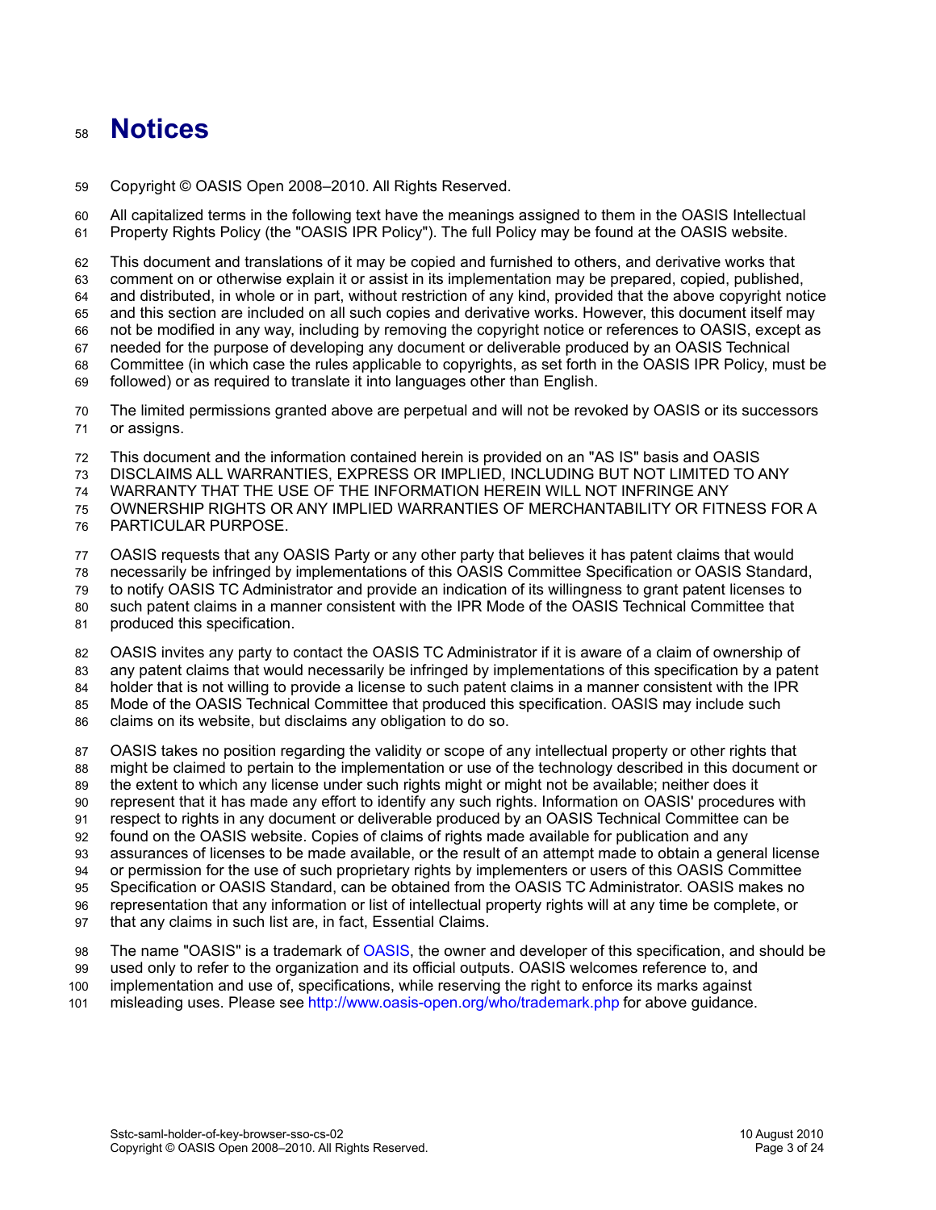# Notices

Copyright © OASIS Open 2008–2010. All Rights Reserved.

All capitalized terms in the following text have the meanings assigned to them in the OASIS Intellectual Property Rights Policy (the "OASIS IPR Policy"). The full Policy may be found at the OASIS website.

This document and translations of it may be copied and furnished to others, and derivative works that comment on or otherwise explain it or assist in its implementation may be prepared, copied, published, and distributed, in whole or in part, without restriction of any kind, provided that the above copyright notice and this section are included on all such copies and derivative works. However, this document itself may not be modified in any way, including by removing the copyright notice or references to OASIS, except as needed for the purpose of developing any document or deliverable produced by an OASIS Technical Committee (in which case the rules applicable to copyrights, as set forth in the OASIS IPR Policy, must be followed) or as required to translate it into languages other than English.

The limited permissions granted above are perpetual and will not be revoked by OASIS or its successors or assigns.

This document and the information contained herein is provided on an "AS IS" basis and OASIS DISCLAIMS ALL WARRANTIES, EXPRESS OR IMPLIED, INCLUDING BUT NOT LIMITED TO ANY WARRANTY THAT THE USE OF THE INFORMATION HEREIN WILL NOT INFRINGE ANY OWNERSHIP RIGHTS OR ANY IMPLIED WARRANTIES OF MERCHANTABILITY OR FITNESS FOR A PARTICULAR PURPOSE.

OASIS requests that any OASIS Party or any other party that believes it has patent claims that would necessarily be infringed by implementations of this OASIS Committee Specification or OASIS Standard, to notify OASIS TC Administrator and provide an indication of its willingness to grant patent licenses to such patent claims in a manner consistent with the IPR Mode of the OASIS Technical Committee that produced this specification.

OASIS invites any party to contact the OASIS TC Administrator if it is aware of a claim of ownership of any patent claims that would necessarily be infringed by implementations of this specification by a patent holder that is not willing to provide a license to such patent claims in a manner consistent with the IPR Mode of the OASIS Technical Committee that produced this specification. OASIS may include such claims on its website, but disclaims any obligation to do so.

OASIS takes no position regarding the validity or scope of any intellectual property or other rights that might be claimed to pertain to the implementation or use of the technology described in this document or the extent to which any license under such rights might or might not be available; neither does it represent that it has made any effort to identify any such rights. Information on OASIS' procedures with respect to rights in any document or deliverable produced by an OASIS Technical Committee can be found on the OASIS website. Copies of claims of rights made available for publication and any assurances of licenses to be made available, or the result of an attempt made to obtain a general license or permission for the use of such proprietary rights by implementers or users of this OASIS Committee Specification or OASIS Standard, can be obtained from the OASIS TC Administrator. OASIS makes no representation that any information or list of intellectual property rights will at any time be complete, or that any claims in such list are, in fact, Essential Claims.

The name "OASIS" is a trademark of OASIS, the owner and developer of this specification, and should be used only to refer to the organization and its official outputs. OASIS welcomes reference to, and implementation and use of, specifications, while reserving the right to enforce its marks against misleading uses. Please see http://www.oasis-open.org/who/trademark.php for above guidance.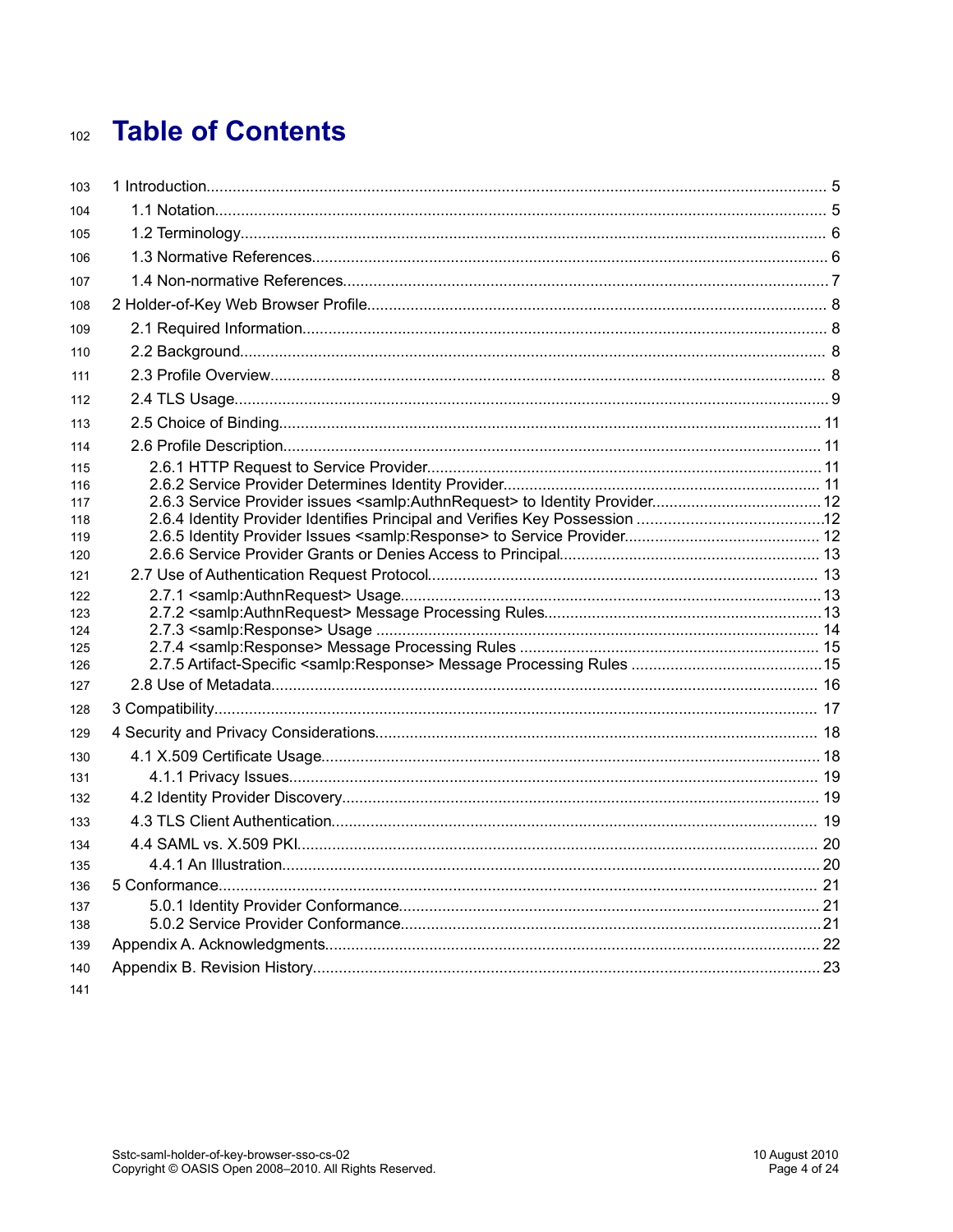# Table of Contents

1 Introduction............................................................................................................................. 5
  1.1 Notation............................................................................................................................ 5
  1.2 Terminology...................................................................................................................... 6
  1.3 Normative References...................................................................................................... 6
  1.4 Non-normative References............................................................................................... 7
2 Holder-of-Key Web Browser Profile......................................................................................... 8
  2.1 Required Information........................................................................................................ 8
  2.2 Background...................................................................................................................... 8
  2.3 Profile Overview............................................................................................................... 8
  2.4 TLS Usage........................................................................................................................ 9
  2.5 Choice of Binding........................................................................................................... 11
  2.6 Profile Description.......................................................................................................... 11
    2.6.1 HTTP Request to Service Provider.......................................................................... 11
    2.6.2 Service Provider Determines Identity Provider......................................................... 11
    2.6.3 Service Provider issues <samlp:AuthnRequest> to Identity Provider....................... 12
    2.6.4 Identity Provider Identifies Principal and Verifies Key Possession ...........................12
    2.6.5 Identity Provider Issues <samlp:Response> to Service Provider............................. 12
    2.6.6 Service Provider Grants or Denies Access to Principal............................................ 13
  2.7 Use of Authentication Request Protocol......................................................................... 13
    2.7.1 <samlp:AuthnRequest> Usage................................................................................13
    2.7.2 <samlp:AuthnRequest> Message Processing Rules................................................13
    2.7.3 <samlp:Response> Usage ..................................................................................... 14
    2.7.4 <samlp:Response> Message Processing Rules ..................................................... 15
    2.7.5 Artifact-Specific <samlp:Response> Message Processing Rules ............................15
  2.8 Use of Metadata............................................................................................................. 16
3 Compatibility.......................................................................................................................... 17
4 Security and Privacy Considerations..................................................................................... 18
  4.1 X.509 Certificate Usage.................................................................................................. 18
    4.1.1 Privacy Issues......................................................................................................... 19
  4.2 Identity Provider Discovery............................................................................................. 19
  4.3 TLS Client Authentication............................................................................................... 19
  4.4 SAML vs. X.509 PKI....................................................................................................... 20
    4.4.1 An Illustration...........................................................................................................20
5 Conformance......................................................................................................................... 21
    5.0.1 Identity Provider Conformance................................................................................ 21
    5.0.2 Service Provider Conformance................................................................................21
Appendix A. Acknowledgments................................................................................................. 22
Appendix B. Revision History.................................................................................................... 23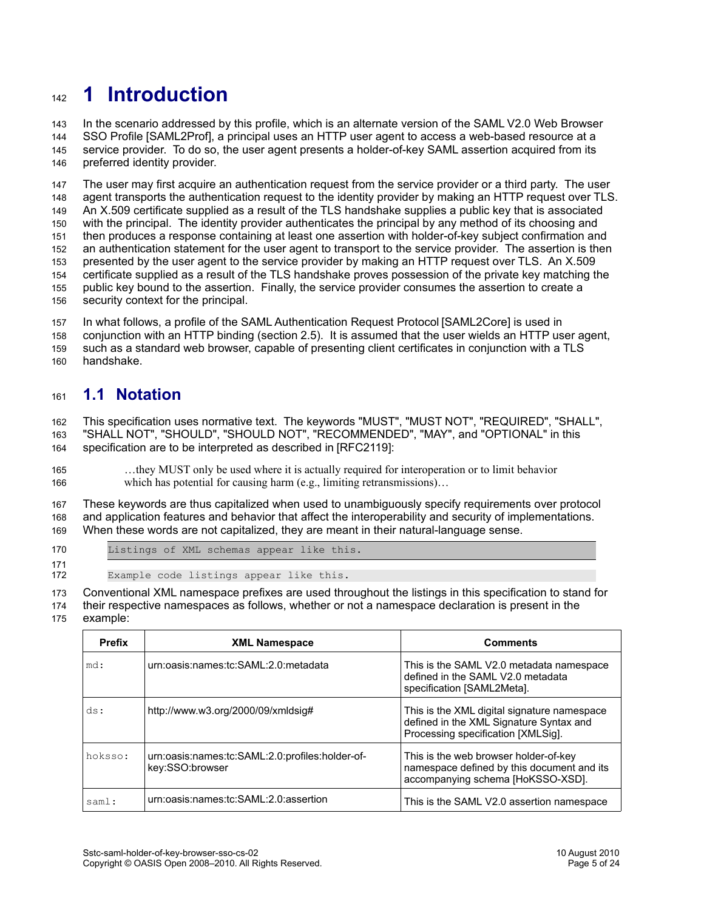# 1 Introduction

In the scenario addressed by this profile, which is an alternate version of the SAML V2.0 Web Browser SSO Profile [SAML2Prof], a principal uses an HTTP user agent to access a web-based resource at a service provider. To do so, the user agent presents a holder-of-key SAML assertion acquired from its preferred identity provider.

The user may first acquire an authentication request from the service provider or a third party. The user agent transports the authentication request to the identity provider by making an HTTP request over TLS. An X.509 certificate supplied as a result of the TLS handshake supplies a public key that is associated with the principal. The identity provider authenticates the principal by any method of its choosing and then produces a response containing at least one assertion with holder-of-key subject confirmation and an authentication statement for the user agent to transport to the service provider. The assertion is then presented by the user agent to the service provider by making an HTTP request over TLS. An X.509 certificate supplied as a result of the TLS handshake proves possession of the private key matching the public key bound to the assertion. Finally, the service provider consumes the assertion to create a security context for the principal.

In what follows, a profile of the SAML Authentication Request Protocol [SAML2Core] is used in conjunction with an HTTP binding (section 2.5). It is assumed that the user wields an HTTP user agent, such as a standard web browser, capable of presenting client certificates in conjunction with a TLS handshake.

## 1.1 Notation

This specification uses normative text. The keywords "MUST", "MUST NOT", "REQUIRED", "SHALL", "SHALL NOT", "SHOULD", "SHOULD NOT", "RECOMMENDED", "MAY", and "OPTIONAL" in this specification are to be interpreted as described in [RFC2119]:

> …they MUST only be used where it is actually required for interoperation or to limit behavior which has potential for causing harm (e.g., limiting retransmissions)…

These keywords are thus capitalized when used to unambiguously specify requirements over protocol and application features and behavior that affect the interoperability and security of implementations. When these words are not capitalized, they are meant in their natural-language sense.

```
Listings of XML schemas appear like this.
```

```
Example code listings appear like this.
```

Conventional XML namespace prefixes are used throughout the listings in this specification to stand for their respective namespaces as follows, whether or not a namespace declaration is present in the example:

| Prefix | XML Namespace | Comments |
|---|---|---|
| md: | urn:oasis:names:tc:SAML:2.0:metadata | This is the SAML V2.0 metadata namespace defined in the SAML V2.0 metadata specification [SAML2Meta]. |
| ds: | http://www.w3.org/2000/09/xmldsig# | This is the XML digital signature namespace defined in the XML Signature Syntax and Processing specification [XMLSig]. |
| hoksso: | urn:oasis:names:tc:SAML:2.0:profiles:holder-of-key:SSO:browser | This is the web browser holder-of-key namespace defined by this document and its accompanying schema [HoKSSO-XSD]. |
| saml: | urn:oasis:names:tc:SAML:2.0:assertion | This is the SAML V2.0 assertion namespace |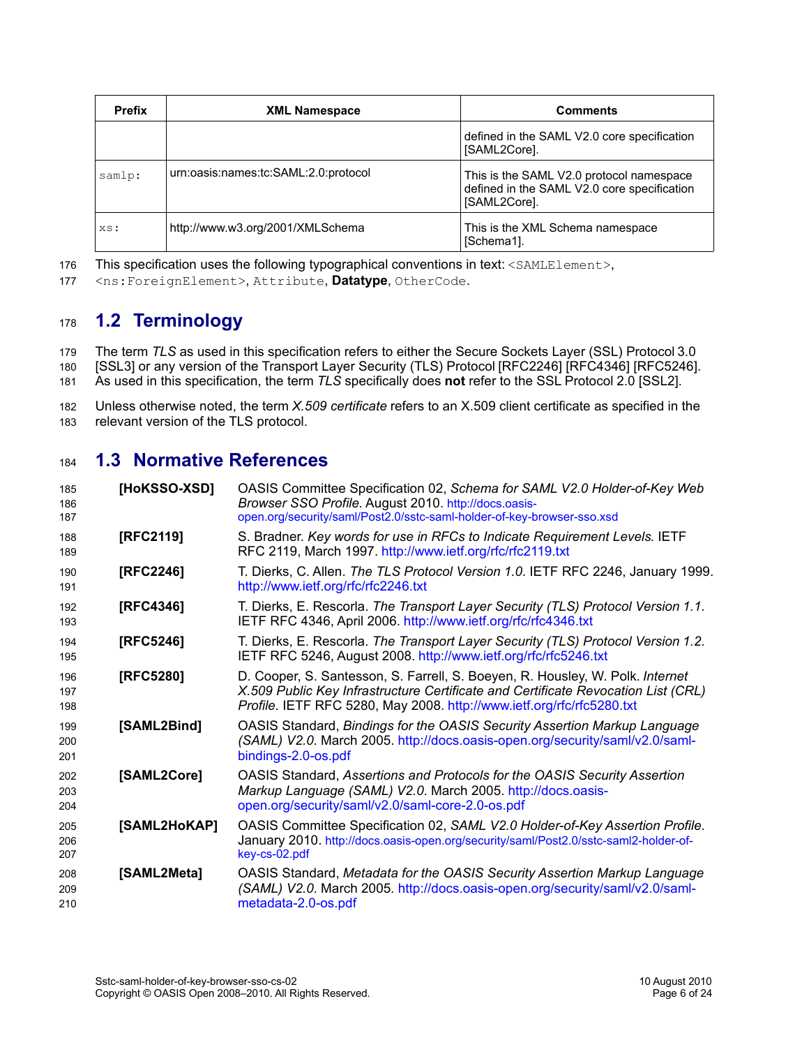| Prefix | XML Namespace | Comments |
|---|---|---|
| | | defined in the SAML V2.0 core specification [SAML2Core]. |
| `samlp:` | urn:oasis:names:tc:SAML:2.0:protocol | This is the SAML V2.0 protocol namespace defined in the SAML V2.0 core specification [SAML2Core]. |
| `xs:` | http://www.w3.org/2001/XMLSchema | This is the XML Schema namespace [Schema1]. |

This specification uses the following typographical conventions in text: `<SAMLElement>`, `<ns:ForeignElement>`, `Attribute`, **Datatype**, `OtherCode`.

## 1.2 Terminology

The term *TLS* as used in this specification refers to either the Secure Sockets Layer (SSL) Protocol 3.0 [SSL3] or any version of the Transport Layer Security (TLS) Protocol [RFC2246] [RFC4346] [RFC5246]. As used in this specification, the term *TLS* specifically does **not** refer to the SSL Protocol 2.0 [SSL2].

Unless otherwise noted, the term *X.509 certificate* refers to an X.509 client certificate as specified in the relevant version of the TLS protocol.

## 1.3 Normative References

**[HoKSSO-XSD]** OASIS Committee Specification 02, *Schema for SAML V2.0 Holder-of-Key Web Browser SSO Profile.* August 2010. http://docs.oasis-open.org/security/saml/Post2.0/sstc-saml-holder-of-key-browser-sso.xsd

**[RFC2119]** S. Bradner. *Key words for use in RFCs to Indicate Requirement Levels.* IETF RFC 2119, March 1997. http://www.ietf.org/rfc/rfc2119.txt

**[RFC2246]** T. Dierks, C. Allen. *The TLS Protocol Version 1.0*. IETF RFC 2246, January 1999. http://www.ietf.org/rfc/rfc2246.txt

**[RFC4346]** T. Dierks, E. Rescorla. *The Transport Layer Security (TLS) Protocol Version 1.1.* IETF RFC 4346, April 2006. http://www.ietf.org/rfc/rfc4346.txt

**[RFC5246]** T. Dierks, E. Rescorla. *The Transport Layer Security (TLS) Protocol Version 1.2.* IETF RFC 5246, August 2008. http://www.ietf.org/rfc/rfc5246.txt

**[RFC5280]** D. Cooper, S. Santesson, S. Farrell, S. Boeyen, R. Housley, W. Polk. *Internet X.509 Public Key Infrastructure Certificate and Certificate Revocation List (CRL) Profile.* IETF RFC 5280, May 2008. http://www.ietf.org/rfc/rfc5280.txt

**[SAML2Bind]** OASIS Standard, *Bindings for the OASIS Security Assertion Markup Language (SAML) V2.0.* March 2005. http://docs.oasis-open.org/security/saml/v2.0/saml-bindings-2.0-os.pdf

**[SAML2Core]** OASIS Standard, *Assertions and Protocols for the OASIS Security Assertion Markup Language (SAML) V2.0.* March 2005. http://docs.oasis-open.org/security/saml/v2.0/saml-core-2.0-os.pdf

**[SAML2HoKAP]** OASIS Committee Specification 02, *SAML V2.0 Holder-of-Key Assertion Profile.* January 2010. http://docs.oasis-open.org/security/saml/Post2.0/sstc-saml2-holder-of-key-cs-02.pdf

**[SAML2Meta]** OASIS Standard, *Metadata for the OASIS Security Assertion Markup Language (SAML) V2.0.* March 2005. http://docs.oasis-open.org/security/saml/v2.0/saml-metadata-2.0-os.pdf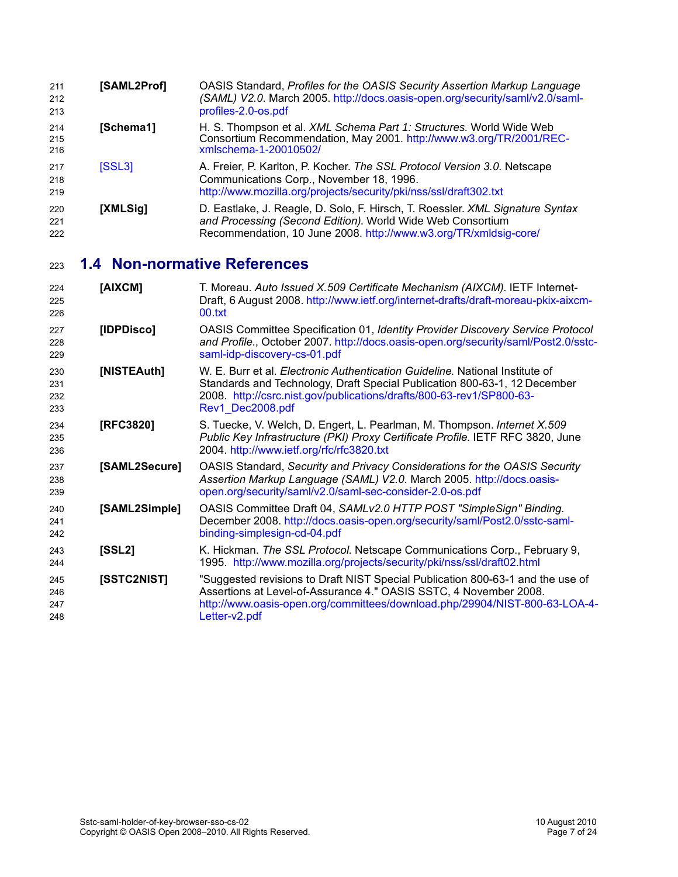**[SAML2Prof]** OASIS Standard, *Profiles for the OASIS Security Assertion Markup Language (SAML) V2.0*. March 2005. http://docs.oasis-open.org/security/saml/v2.0/saml-profiles-2.0-os.pdf

**[Schema1]** H. S. Thompson et al. *XML Schema Part 1: Structures.* World Wide Web Consortium Recommendation, May 2001. http://www.w3.org/TR/2001/REC-xmlschema-1-20010502/

[SSL3] A. Freier, P. Karlton, P. Kocher. *The SSL Protocol Version 3.0*. Netscape Communications Corp., November 18, 1996. http://www.mozilla.org/projects/security/pki/nss/ssl/draft302.txt

**[XMLSig]** D. Eastlake, J. Reagle, D. Solo, F. Hirsch, T. Roessler. *XML Signature Syntax and Processing (Second Edition)*. World Wide Web Consortium Recommendation, 10 June 2008. http://www.w3.org/TR/xmldsig-core/

## 1.4 Non-normative References

**[AIXCM]** T. Moreau. *Auto Issued X.509 Certificate Mechanism (AIXCM).* IETF Internet-Draft, 6 August 2008. http://www.ietf.org/internet-drafts/draft-moreau-pkix-aixcm-00.txt

**[IDPDisco]** OASIS Committee Specification 01, *Identity Provider Discovery Service Protocol and Profile*., October 2007. http://docs.oasis-open.org/security/saml/Post2.0/sstc-saml-idp-discovery-cs-01.pdf

**[NISTEAuth]** W. E. Burr et al. *Electronic Authentication Guideline*. National Institute of Standards and Technology, Draft Special Publication 800-63-1, 12 December 2008. http://csrc.nist.gov/publications/drafts/800-63-rev1/SP800-63-Rev1_Dec2008.pdf

**[RFC3820]** S. Tuecke, V. Welch, D. Engert, L. Pearlman, M. Thompson. *Internet X.509 Public Key Infrastructure (PKI) Proxy Certificate Profile.* IETF RFC 3820, June 2004. http://www.ietf.org/rfc/rfc3820.txt

**[SAML2Secure]** OASIS Standard, *Security and Privacy Considerations for the OASIS Security Assertion Markup Language (SAML) V2.0*. March 2005. http://docs.oasis-open.org/security/saml/v2.0/saml-sec-consider-2.0-os.pdf

**[SAML2Simple]** OASIS Committee Draft 04, *SAMLv2.0 HTTP POST "SimpleSign" Binding*. December 2008. http://docs.oasis-open.org/security/saml/Post2.0/sstc-saml-binding-simplesign-cd-04.pdf

**[SSL2]** K. Hickman. *The SSL Protocol*. Netscape Communications Corp., February 9, 1995. http://www.mozilla.org/projects/security/pki/nss/ssl/draft02.html

**[SSTC2NIST]** "Suggested revisions to Draft NIST Special Publication 800-63-1 and the use of Assertions at Level-of-Assurance 4." OASIS SSTC, 4 November 2008. http://www.oasis-open.org/committees/download.php/29904/NIST-800-63-LOA-4-Letter-v2.pdf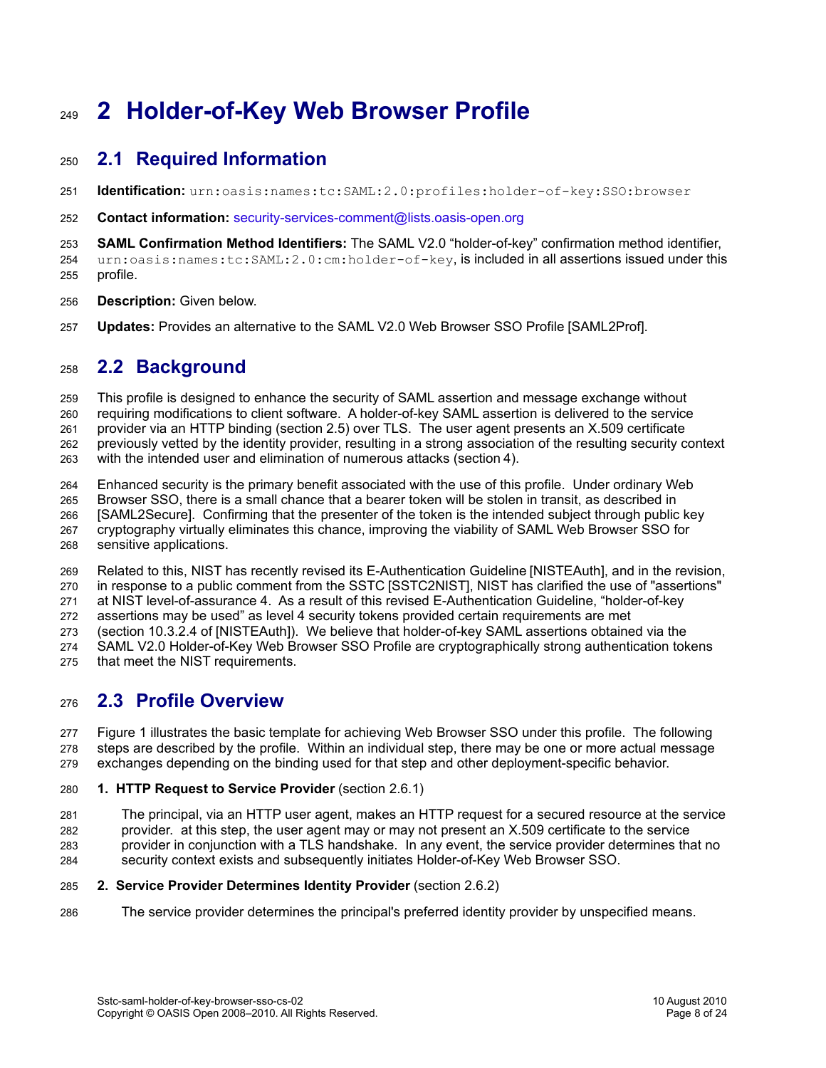# 2 Holder-of-Key Web Browser Profile

## 2.1 Required Information

**Identification:** `urn:oasis:names:tc:SAML:2.0:profiles:holder-of-key:SSO:browser`

**Contact information:** security-services-comment@lists.oasis-open.org

**SAML Confirmation Method Identifiers:** The SAML V2.0 “holder-of-key” confirmation method identifier, `urn:oasis:names:tc:SAML:2.0:cm:holder-of-key`, is included in all assertions issued under this profile.

**Description:** Given below.

**Updates:** Provides an alternative to the SAML V2.0 Web Browser SSO Profile [SAML2Prof].

## 2.2 Background

This profile is designed to enhance the security of SAML assertion and message exchange without requiring modifications to client software. A holder-of-key SAML assertion is delivered to the service provider via an HTTP binding (section 2.5) over TLS. The user agent presents an X.509 certificate previously vetted by the identity provider, resulting in a strong association of the resulting security context with the intended user and elimination of numerous attacks (section 4).

Enhanced security is the primary benefit associated with the use of this profile. Under ordinary Web Browser SSO, there is a small chance that a bearer token will be stolen in transit, as described in [SAML2Secure]. Confirming that the presenter of the token is the intended subject through public key cryptography virtually eliminates this chance, improving the viability of SAML Web Browser SSO for sensitive applications.

Related to this, NIST has recently revised its E-Authentication Guideline [NISTEAuth], and in the revision, in response to a public comment from the SSTC [SSTC2NIST], NIST has clarified the use of "assertions" at NIST level-of-assurance 4. As a result of this revised E-Authentication Guideline, “holder-of-key assertions may be used” as level 4 security tokens provided certain requirements are met (section 10.3.2.4 of [NISTEAuth]). We believe that holder-of-key SAML assertions obtained via the SAML V2.0 Holder-of-Key Web Browser SSO Profile are cryptographically strong authentication tokens that meet the NIST requirements.

## 2.3 Profile Overview

Figure 1 illustrates the basic template for achieving Web Browser SSO under this profile. The following steps are described by the profile. Within an individual step, there may be one or more actual message exchanges depending on the binding used for that step and other deployment-specific behavior.

1. **HTTP Request to Service Provider** (section 2.6.1)

   The principal, via an HTTP user agent, makes an HTTP request for a secured resource at the service provider. at this step, the user agent may or may not present an X.509 certificate to the service provider in conjunction with a TLS handshake. In any event, the service provider determines that no security context exists and subsequently initiates Holder-of-Key Web Browser SSO.

2. **Service Provider Determines Identity Provider** (section 2.6.2)

   The service provider determines the principal's preferred identity provider by unspecified means.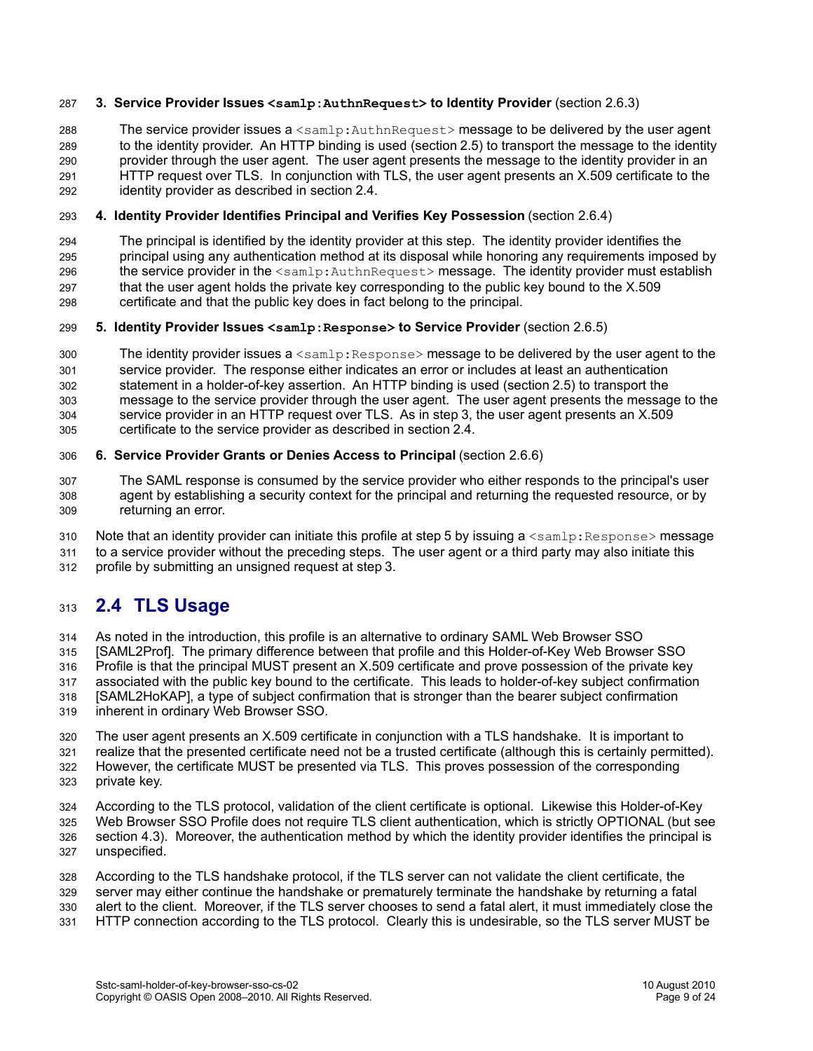3. **Service Provider Issues `<samlp:AuthnRequest>` to Identity Provider** (section 2.6.3)

   The service provider issues a `<samlp:AuthnRequest>` message to be delivered by the user agent to the identity provider. An HTTP binding is used (section 2.5) to transport the message to the identity provider through the user agent. The user agent presents the message to the identity provider in an HTTP request over TLS. In conjunction with TLS, the user agent presents an X.509 certificate to the identity provider as described in section 2.4.

4. **Identity Provider Identifies Principal and Verifies Key Possession** (section 2.6.4)

   The principal is identified by the identity provider at this step. The identity provider identifies the principal using any authentication method at its disposal while honoring any requirements imposed by the service provider in the `<samlp:AuthnRequest>` message. The identity provider must establish that the user agent holds the private key corresponding to the public key bound to the X.509 certificate and that the public key does in fact belong to the principal.

5. **Identity Provider Issues `<samlp:Response>` to Service Provider** (section 2.6.5)

   The identity provider issues a `<samlp:Response>` message to be delivered by the user agent to the service provider. The response either indicates an error or includes at least an authentication statement in a holder-of-key assertion. An HTTP binding is used (section 2.5) to transport the message to the service provider through the user agent. The user agent presents the message to the service provider in an HTTP request over TLS. As in step 3, the user agent presents an X.509 certificate to the service provider as described in section 2.4.

6. **Service Provider Grants or Denies Access to Principal** (section 2.6.6)

   The SAML response is consumed by the service provider who either responds to the principal's user agent by establishing a security context for the principal and returning the requested resource, or by returning an error.

Note that an identity provider can initiate this profile at step 5 by issuing a `<samlp:Response>` message to a service provider without the preceding steps. The user agent or a third party may also initiate this profile by submitting an unsigned request at step 3.

## 2.4 TLS Usage

As noted in the introduction, this profile is an alternative to ordinary SAML Web Browser SSO [SAML2Prof]. The primary difference between that profile and this Holder-of-Key Web Browser SSO Profile is that the principal MUST present an X.509 certificate and prove possession of the private key associated with the public key bound to the certificate. This leads to holder-of-key subject confirmation [SAML2HoKAP], a type of subject confirmation that is stronger than the bearer subject confirmation inherent in ordinary Web Browser SSO.

The user agent presents an X.509 certificate in conjunction with a TLS handshake. It is important to realize that the presented certificate need not be a trusted certificate (although this is certainly permitted). However, the certificate MUST be presented via TLS. This proves possession of the corresponding private key.

According to the TLS protocol, validation of the client certificate is optional. Likewise this Holder-of-Key Web Browser SSO Profile does not require TLS client authentication, which is strictly OPTIONAL (but see section 4.3). Moreover, the authentication method by which the identity provider identifies the principal is unspecified.

According to the TLS handshake protocol, if the TLS server can not validate the client certificate, the server may either continue the handshake or prematurely terminate the handshake by returning a fatal alert to the client. Moreover, if the TLS server chooses to send a fatal alert, it must immediately close the HTTP connection according to the TLS protocol. Clearly this is undesirable, so the TLS server MUST be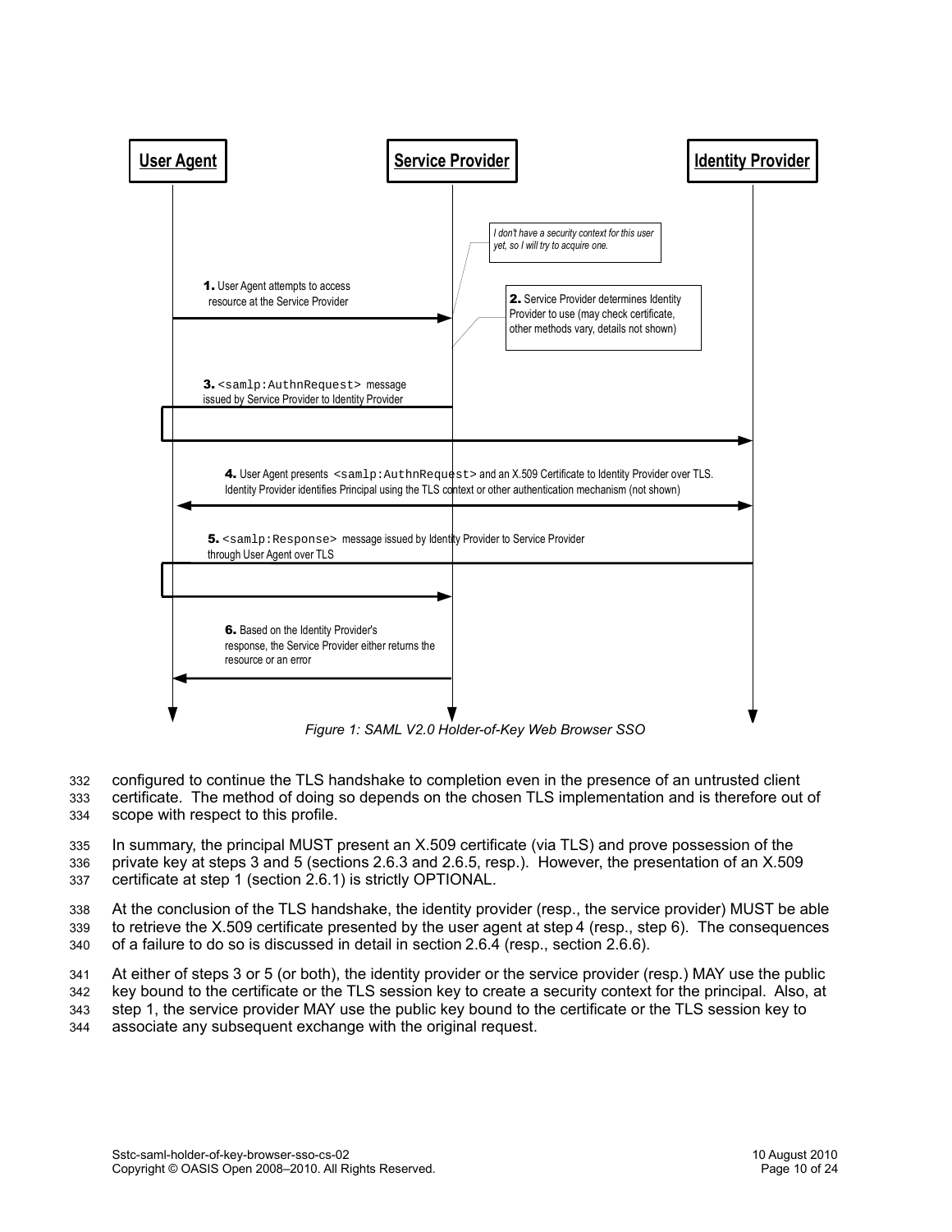**User Agent** | **Service Provider** | **Identity Provider**

*I don't have a security context for this user yet, so I will try to acquire one.*

**1.** User Agent attempts to access resource at the Service Provider

**2.** Service Provider determines Identity Provider to use (may check certificate, other methods vary, details not shown)

**3.** `<samlp:AuthnRequest>` message issued by Service Provider to Identity Provider

**4.** User Agent presents `<samlp:AuthnRequest>` and an X.509 Certificate to Identity Provider over TLS. Identity Provider identifies Principal using the TLS context or other authentication mechanism (not shown)

**5.** `<samlp:Response>` message issued by Identity Provider to Service Provider through User Agent over TLS

**6.** Based on the Identity Provider's response, the Service Provider either returns the resource or an error

*Figure 1: SAML V2.0 Holder-of-Key Web Browser SSO*

configured to continue the TLS handshake to completion even in the presence of an untrusted client certificate. The method of doing so depends on the chosen TLS implementation and is therefore out of scope with respect to this profile.

In summary, the principal MUST present an X.509 certificate (via TLS) and prove possession of the private key at steps 3 and 5 (sections 2.6.3 and 2.6.5, resp.). However, the presentation of an X.509 certificate at step 1 (section 2.6.1) is strictly OPTIONAL.

At the conclusion of the TLS handshake, the identity provider (resp., the service provider) MUST be able to retrieve the X.509 certificate presented by the user agent at step 4 (resp., step 6). The consequences of a failure to do so is discussed in detail in section 2.6.4 (resp., section 2.6.6).

At either of steps 3 or 5 (or both), the identity provider or the service provider (resp.) MAY use the public key bound to the certificate or the TLS session key to create a security context for the principal. Also, at step 1, the service provider MAY use the public key bound to the certificate or the TLS session key to associate any subsequent exchange with the original request.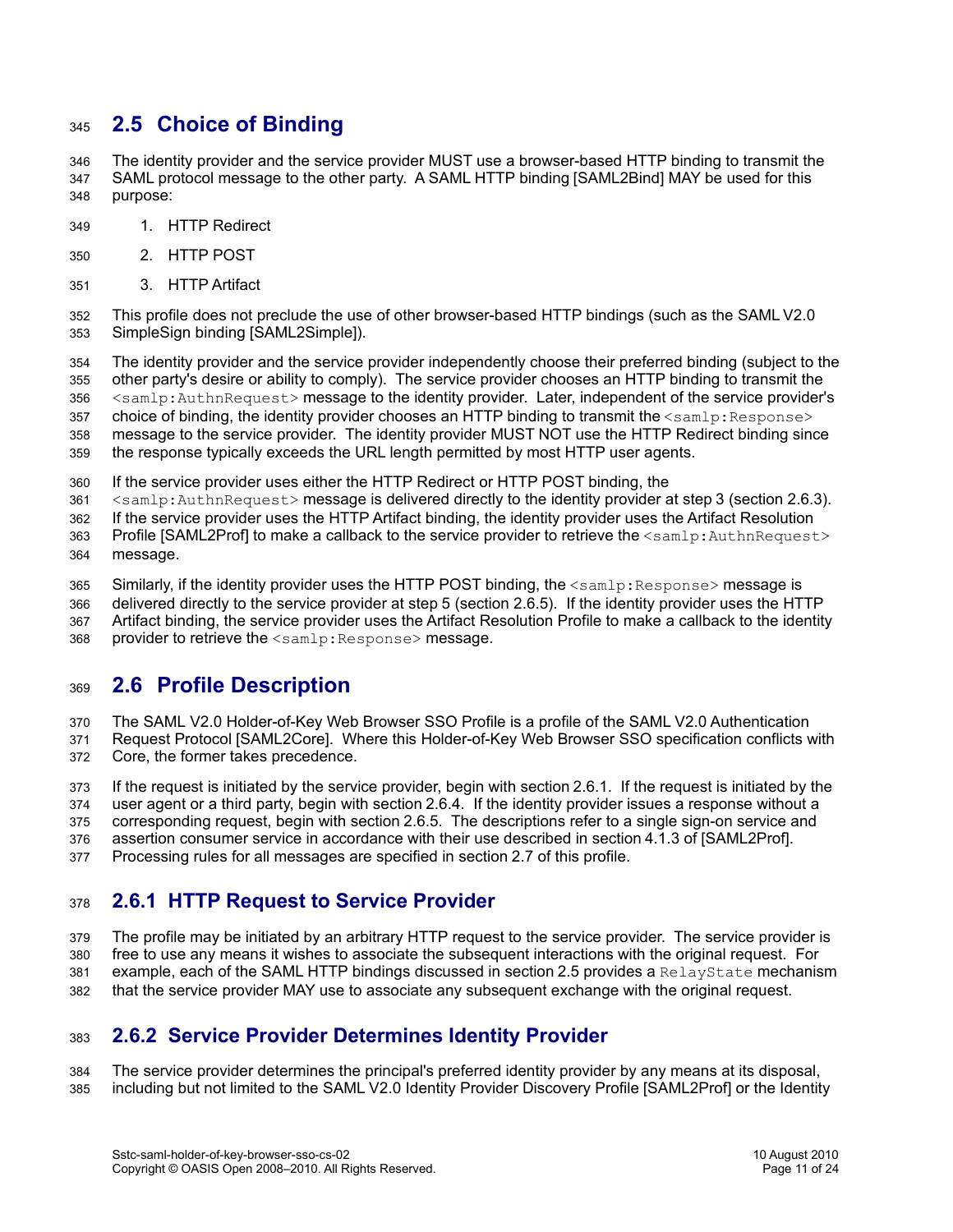## 2.5 Choice of Binding

The identity provider and the service provider MUST use a browser-based HTTP binding to transmit the SAML protocol message to the other party. A SAML HTTP binding [SAML2Bind] MAY be used for this purpose:

1. HTTP Redirect
2. HTTP POST
3. HTTP Artifact

This profile does not preclude the use of other browser-based HTTP bindings (such as the SAML V2.0 SimpleSign binding [SAML2Simple]).

The identity provider and the service provider independently choose their preferred binding (subject to the other party's desire or ability to comply). The service provider chooses an HTTP binding to transmit the `<samlp:AuthnRequest>` message to the identity provider. Later, independent of the service provider's choice of binding, the identity provider chooses an HTTP binding to transmit the `<samlp:Response>` message to the service provider. The identity provider MUST NOT use the HTTP Redirect binding since the response typically exceeds the URL length permitted by most HTTP user agents.

If the service provider uses either the HTTP Redirect or HTTP POST binding, the `<samlp:AuthnRequest>` message is delivered directly to the identity provider at step 3 (section 2.6.3). If the service provider uses the HTTP Artifact binding, the identity provider uses the Artifact Resolution Profile [SAML2Prof] to make a callback to the service provider to retrieve the `<samlp:AuthnRequest>` message.

Similarly, if the identity provider uses the HTTP POST binding, the `<samlp:Response>` message is delivered directly to the service provider at step 5 (section 2.6.5). If the identity provider uses the HTTP Artifact binding, the service provider uses the Artifact Resolution Profile to make a callback to the identity provider to retrieve the `<samlp:Response>` message.

## 2.6 Profile Description

The SAML V2.0 Holder-of-Key Web Browser SSO Profile is a profile of the SAML V2.0 Authentication Request Protocol [SAML2Core]. Where this Holder-of-Key Web Browser SSO specification conflicts with Core, the former takes precedence.

If the request is initiated by the service provider, begin with section 2.6.1. If the request is initiated by the user agent or a third party, begin with section 2.6.4. If the identity provider issues a response without a corresponding request, begin with section 2.6.5. The descriptions refer to a single sign-on service and assertion consumer service in accordance with their use described in section 4.1.3 of [SAML2Prof]. Processing rules for all messages are specified in section 2.7 of this profile.

### 2.6.1 HTTP Request to Service Provider

The profile may be initiated by an arbitrary HTTP request to the service provider. The service provider is free to use any means it wishes to associate the subsequent interactions with the original request. For example, each of the SAML HTTP bindings discussed in section 2.5 provides a `RelayState` mechanism that the service provider MAY use to associate any subsequent exchange with the original request.

### 2.6.2 Service Provider Determines Identity Provider

The service provider determines the principal's preferred identity provider by any means at its disposal, including but not limited to the SAML V2.0 Identity Provider Discovery Profile [SAML2Prof] or the Identity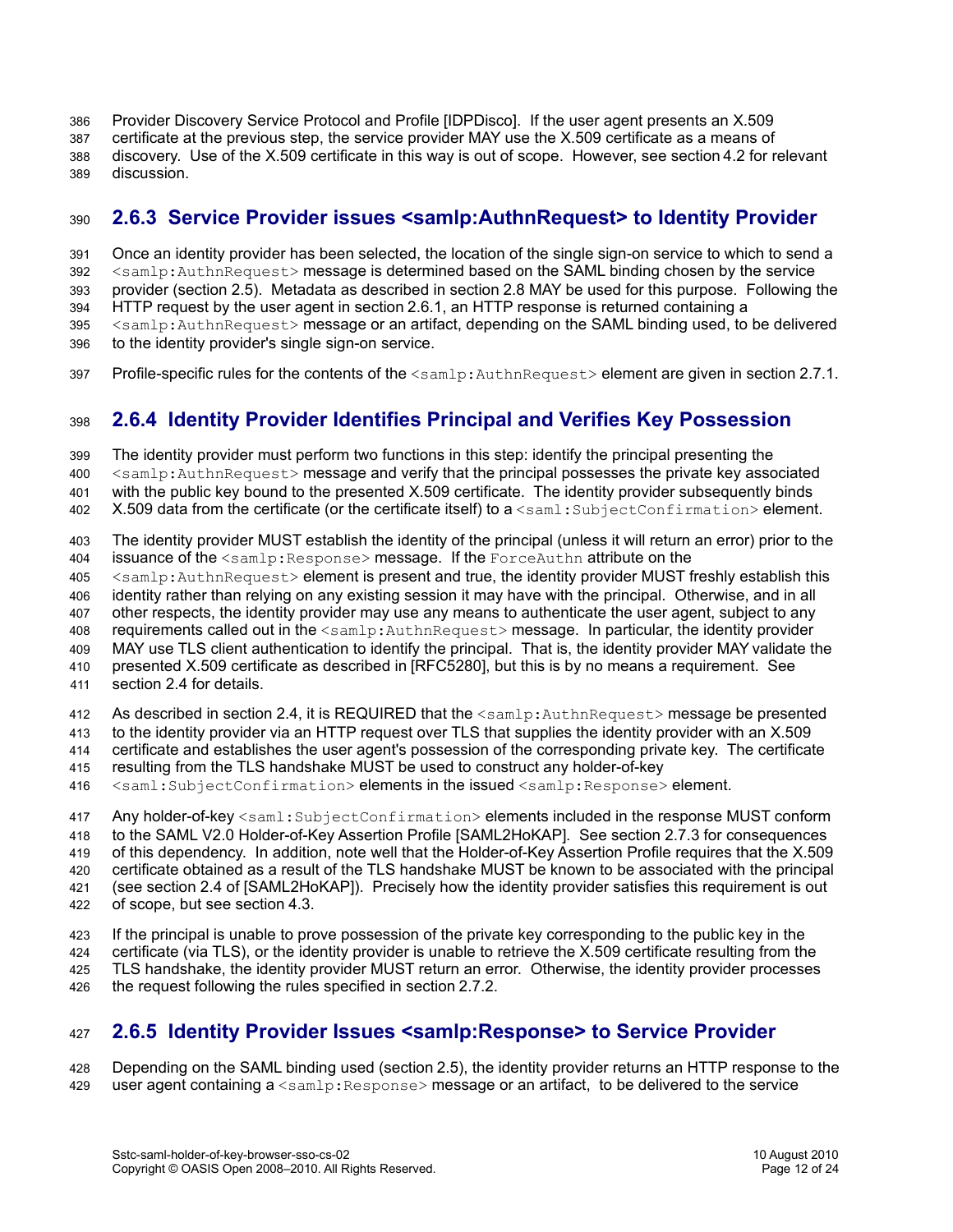Provider Discovery Service Protocol and Profile [IDPDisco]. If the user agent presents an X.509 certificate at the previous step, the service provider MAY use the X.509 certificate as a means of discovery. Use of the X.509 certificate in this way is out of scope. However, see section 4.2 for relevant discussion.

### 2.6.3 Service Provider issues <samlp:AuthnRequest> to Identity Provider

Once an identity provider has been selected, the location of the single sign-on service to which to send a `<samlp:AuthnRequest>` message is determined based on the SAML binding chosen by the service provider (section 2.5). Metadata as described in section 2.8 MAY be used for this purpose. Following the HTTP request by the user agent in section 2.6.1, an HTTP response is returned containing a `<samlp:AuthnRequest>` message or an artifact, depending on the SAML binding used, to be delivered to the identity provider's single sign-on service.

Profile-specific rules for the contents of the `<samlp:AuthnRequest>` element are given in section 2.7.1.

### 2.6.4 Identity Provider Identifies Principal and Verifies Key Possession

The identity provider must perform two functions in this step: identify the principal presenting the `<samlp:AuthnRequest>` message and verify that the principal possesses the private key associated with the public key bound to the presented X.509 certificate. The identity provider subsequently binds X.509 data from the certificate (or the certificate itself) to a `<saml:SubjectConfirmation>` element.

The identity provider MUST establish the identity of the principal (unless it will return an error) prior to the issuance of the `<samlp:Response>` message. If the `ForceAuthn` attribute on the `<samlp:AuthnRequest>` element is present and true, the identity provider MUST freshly establish this identity rather than relying on any existing session it may have with the principal. Otherwise, and in all other respects, the identity provider may use any means to authenticate the user agent, subject to any requirements called out in the `<samlp:AuthnRequest>` message. In particular, the identity provider MAY use TLS client authentication to identify the principal. That is, the identity provider MAY validate the presented X.509 certificate as described in [RFC5280], but this is by no means a requirement. See section 2.4 for details.

As described in section 2.4, it is REQUIRED that the `<samlp:AuthnRequest>` message be presented to the identity provider via an HTTP request over TLS that supplies the identity provider with an X.509 certificate and establishes the user agent's possession of the corresponding private key. The certificate resulting from the TLS handshake MUST be used to construct any holder-of-key `<saml:SubjectConfirmation>` elements in the issued `<samlp:Response>` element.

Any holder-of-key `<saml:SubjectConfirmation>` elements included in the response MUST conform to the SAML V2.0 Holder-of-Key Assertion Profile [SAML2HoKAP]. See section 2.7.3 for consequences of this dependency. In addition, note well that the Holder-of-Key Assertion Profile requires that the X.509 certificate obtained as a result of the TLS handshake MUST be known to be associated with the principal (see section 2.4 of [SAML2HoKAP]). Precisely how the identity provider satisfies this requirement is out of scope, but see section 4.3.

If the principal is unable to prove possession of the private key corresponding to the public key in the certificate (via TLS), or the identity provider is unable to retrieve the X.509 certificate resulting from the TLS handshake, the identity provider MUST return an error. Otherwise, the identity provider processes the request following the rules specified in section 2.7.2.

### 2.6.5 Identity Provider Issues <samlp:Response> to Service Provider

Depending on the SAML binding used (section 2.5), the identity provider returns an HTTP response to the user agent containing a `<samlp:Response>` message or an artifact, to be delivered to the service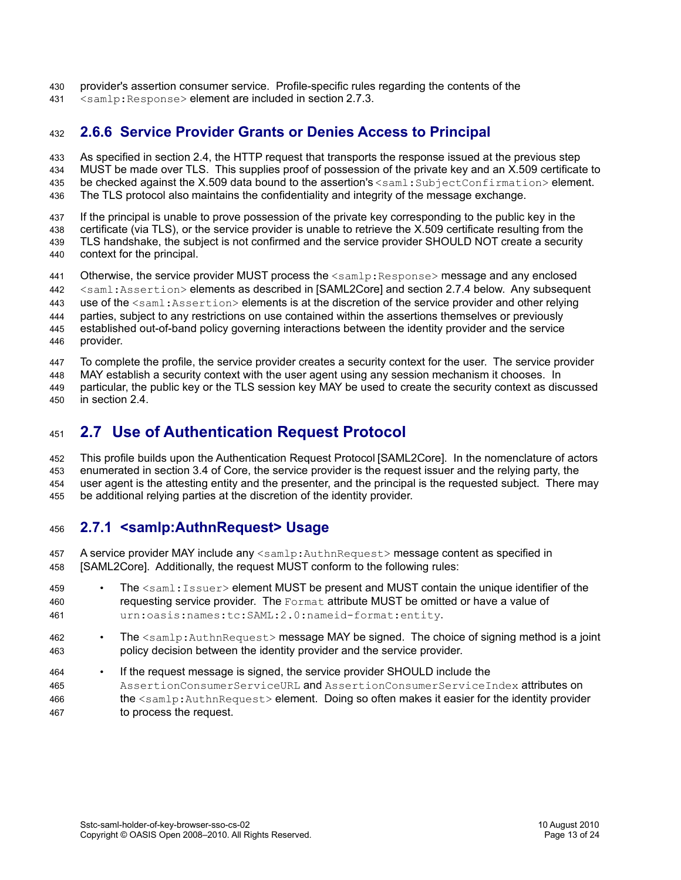provider's assertion consumer service. Profile-specific rules regarding the contents of the `<samlp:Response>` element are included in section 2.7.3.

### 2.6.6 Service Provider Grants or Denies Access to Principal

As specified in section 2.4, the HTTP request that transports the response issued at the previous step MUST be made over TLS. This supplies proof of possession of the private key and an X.509 certificate to be checked against the X.509 data bound to the assertion's `<saml:SubjectConfirmation>` element. The TLS protocol also maintains the confidentiality and integrity of the message exchange.

If the principal is unable to prove possession of the private key corresponding to the public key in the certificate (via TLS), or the service provider is unable to retrieve the X.509 certificate resulting from the TLS handshake, the subject is not confirmed and the service provider SHOULD NOT create a security context for the principal.

Otherwise, the service provider MUST process the `<samlp:Response>` message and any enclosed `<saml:Assertion>` elements as described in [SAML2Core] and section 2.7.4 below. Any subsequent use of the `<saml:Assertion>` elements is at the discretion of the service provider and other relying parties, subject to any restrictions on use contained within the assertions themselves or previously established out-of-band policy governing interactions between the identity provider and the service provider.

To complete the profile, the service provider creates a security context for the user. The service provider MAY establish a security context with the user agent using any session mechanism it chooses. In particular, the public key or the TLS session key MAY be used to create the security context as discussed in section 2.4.

## 2.7 Use of Authentication Request Protocol

This profile builds upon the Authentication Request Protocol [SAML2Core]. In the nomenclature of actors enumerated in section 3.4 of Core, the service provider is the request issuer and the relying party, the user agent is the attesting entity and the presenter, and the principal is the requested subject. There may be additional relying parties at the discretion of the identity provider.

### 2.7.1 <samlp:AuthnRequest> Usage

A service provider MAY include any `<samlp:AuthnRequest>` message content as specified in [SAML2Core]. Additionally, the request MUST conform to the following rules:

- The `<saml:Issuer>` element MUST be present and MUST contain the unique identifier of the requesting service provider. The `Format` attribute MUST be omitted or have a value of `urn:oasis:names:tc:SAML:2.0:nameid-format:entity`.
- The `<samlp:AuthnRequest>` message MAY be signed. The choice of signing method is a joint policy decision between the identity provider and the service provider.
- If the request message is signed, the service provider SHOULD include the `AssertionConsumerServiceURL` and `AssertionConsumerServiceIndex` attributes on the `<samlp:AuthnRequest>` element. Doing so often makes it easier for the identity provider to process the request.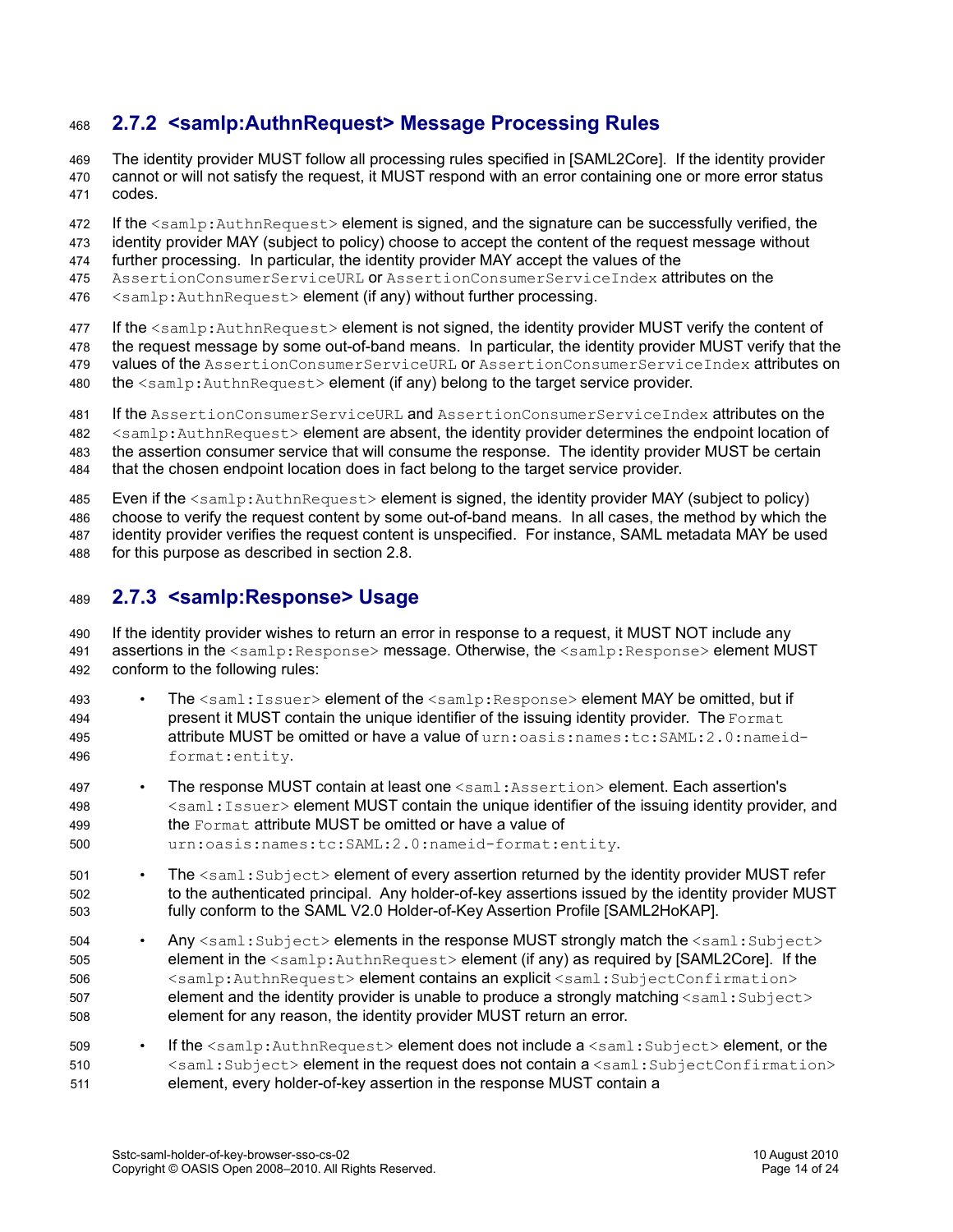### 2.7.2 <samlp:AuthnRequest> Message Processing Rules

The identity provider MUST follow all processing rules specified in [SAML2Core]. If the identity provider cannot or will not satisfy the request, it MUST respond with an error containing one or more error status codes.

If the `<samlp:AuthnRequest>` element is signed, and the signature can be successfully verified, the identity provider MAY (subject to policy) choose to accept the content of the request message without further processing. In particular, the identity provider MAY accept the values of the `AssertionConsumerServiceURL` or `AssertionConsumerServiceIndex` attributes on the `<samlp:AuthnRequest>` element (if any) without further processing.

If the `<samlp:AuthnRequest>` element is not signed, the identity provider MUST verify the content of the request message by some out-of-band means. In particular, the identity provider MUST verify that the values of the `AssertionConsumerServiceURL` or `AssertionConsumerServiceIndex` attributes on the `<samlp:AuthnRequest>` element (if any) belong to the target service provider.

If the `AssertionConsumerServiceURL` and `AssertionConsumerServiceIndex` attributes on the `<samlp:AuthnRequest>` element are absent, the identity provider determines the endpoint location of the assertion consumer service that will consume the response. The identity provider MUST be certain that the chosen endpoint location does in fact belong to the target service provider.

Even if the `<samlp:AuthnRequest>` element is signed, the identity provider MAY (subject to policy) choose to verify the request content by some out-of-band means. In all cases, the method by which the identity provider verifies the request content is unspecified. For instance, SAML metadata MAY be used for this purpose as described in section 2.8.

### 2.7.3 <samlp:Response> Usage

If the identity provider wishes to return an error in response to a request, it MUST NOT include any assertions in the `<samlp:Response>` message. Otherwise, the `<samlp:Response>` element MUST conform to the following rules:

- The `<saml:Issuer>` element of the `<samlp:Response>` element MAY be omitted, but if present it MUST contain the unique identifier of the issuing identity provider. The `Format` attribute MUST be omitted or have a value of `urn:oasis:names:tc:SAML:2.0:nameid-format:entity`.
- The response MUST contain at least one `<saml:Assertion>` element. Each assertion's `<saml:Issuer>` element MUST contain the unique identifier of the issuing identity provider, and the `Format` attribute MUST be omitted or have a value of `urn:oasis:names:tc:SAML:2.0:nameid-format:entity`.
- The `<saml:Subject>` element of every assertion returned by the identity provider MUST refer to the authenticated principal. Any holder-of-key assertions issued by the identity provider MUST fully conform to the SAML V2.0 Holder-of-Key Assertion Profile [SAML2HoKAP].
- Any `<saml:Subject>` elements in the response MUST strongly match the `<saml:Subject>` element in the `<samlp:AuthnRequest>` element (if any) as required by [SAML2Core]. If the `<samlp:AuthnRequest>` element contains an explicit `<saml:SubjectConfirmation>` element and the identity provider is unable to produce a strongly matching `<saml:Subject>` element for any reason, the identity provider MUST return an error.
- If the `<samlp:AuthnRequest>` element does not include a `<saml:Subject>` element, or the `<saml:Subject>` element in the request does not contain a `<saml:SubjectConfirmation>` element, every holder-of-key assertion in the response MUST contain a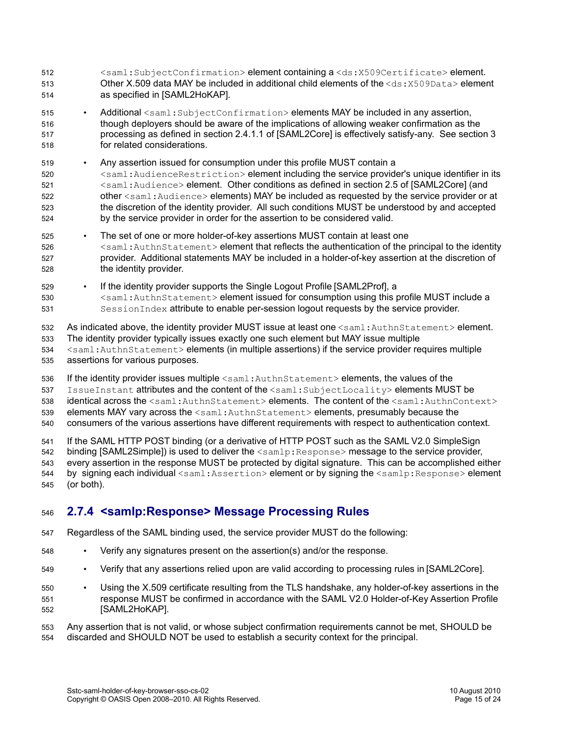`<saml:SubjectConfirmation>` element containing a `<ds:X509Certificate>` element. Other X.509 data MAY be included in additional child elements of the `<ds:X509Data>` element as specified in [SAML2HoKAP].

- Additional `<saml:SubjectConfirmation>` elements MAY be included in any assertion, though deployers should be aware of the implications of allowing weaker confirmation as the processing as defined in section 2.4.1.1 of [SAML2Core] is effectively satisfy-any. See section 3 for related considerations.
- Any assertion issued for consumption under this profile MUST contain a `<saml:AudienceRestriction>` element including the service provider's unique identifier in its `<saml:Audience>` element. Other conditions as defined in section 2.5 of [SAML2Core] (and other `<saml:Audience>` elements) MAY be included as requested by the service provider or at the discretion of the identity provider. All such conditions MUST be understood by and accepted by the service provider in order for the assertion to be considered valid.
- The set of one or more holder-of-key assertions MUST contain at least one `<saml:AuthnStatement>` element that reflects the authentication of the principal to the identity provider. Additional statements MAY be included in a holder-of-key assertion at the discretion of the identity provider.
- If the identity provider supports the Single Logout Profile [SAML2Prof], a `<saml:AuthnStatement>` element issued for consumption using this profile MUST include a `SessionIndex` attribute to enable per-session logout requests by the service provider.

As indicated above, the identity provider MUST issue at least one `<saml:AuthnStatement>` element. The identity provider typically issues exactly one such element but MAY issue multiple `<saml:AuthnStatement>` elements (in multiple assertions) if the service provider requires multiple assertions for various purposes.

If the identity provider issues multiple `<saml:AuthnStatement>` elements, the values of the `IssueInstant` attributes and the content of the `<saml:SubjectLocality>` elements MUST be identical across the `<saml:AuthnStatement>` elements. The content of the `<saml:AuthnContext>` elements MAY vary across the `<saml:AuthnStatement>` elements, presumably because the consumers of the various assertions have different requirements with respect to authentication context.

If the SAML HTTP POST binding (or a derivative of HTTP POST such as the SAML V2.0 SimpleSign binding [SAML2Simple]) is used to deliver the `<samlp:Response>` message to the service provider, every assertion in the response MUST be protected by digital signature. This can be accomplished either by signing each individual `<saml:Assertion>` element or by signing the `<samlp:Response>` element (or both).

### 2.7.4 <samlp:Response> Message Processing Rules

Regardless of the SAML binding used, the service provider MUST do the following:

- Verify any signatures present on the assertion(s) and/or the response.
- Verify that any assertions relied upon are valid according to processing rules in [SAML2Core].
- Using the X.509 certificate resulting from the TLS handshake, any holder-of-key assertions in the response MUST be confirmed in accordance with the SAML V2.0 Holder-of-Key Assertion Profile [SAML2HoKAP].

Any assertion that is not valid, or whose subject confirmation requirements cannot be met, SHOULD be discarded and SHOULD NOT be used to establish a security context for the principal.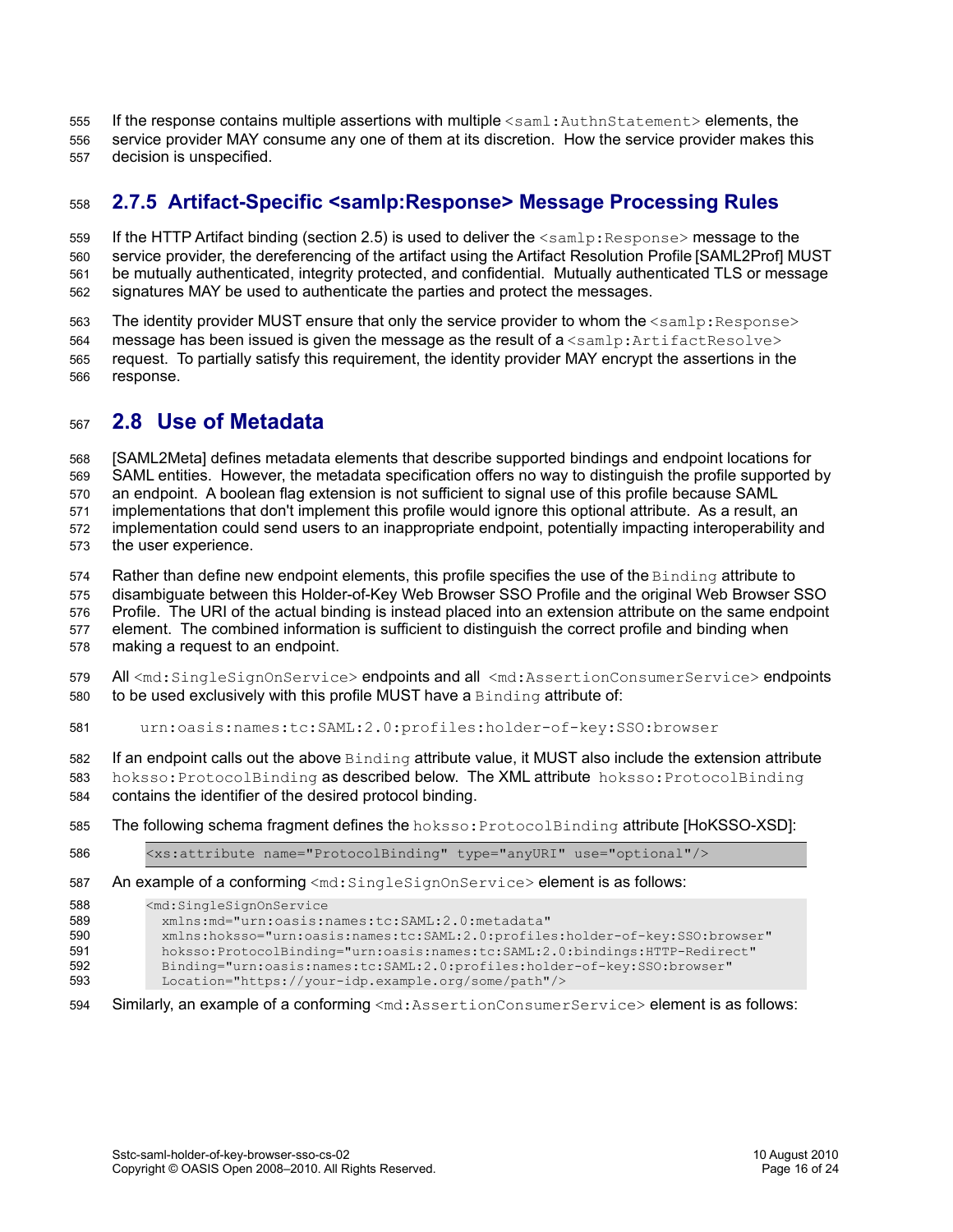If the response contains multiple assertions with multiple `<saml:AuthnStatement>` elements, the service provider MAY consume any one of them at its discretion. How the service provider makes this decision is unspecified.

### 2.7.5 Artifact-Specific <samlp:Response> Message Processing Rules

If the HTTP Artifact binding (section 2.5) is used to deliver the `<samlp:Response>` message to the service provider, the dereferencing of the artifact using the Artifact Resolution Profile [SAML2Prof] MUST be mutually authenticated, integrity protected, and confidential. Mutually authenticated TLS or message signatures MAY be used to authenticate the parties and protect the messages.

The identity provider MUST ensure that only the service provider to whom the `<samlp:Response>` message has been issued is given the message as the result of a `<samlp:ArtifactResolve>` request. To partially satisfy this requirement, the identity provider MAY encrypt the assertions in the response.

## 2.8 Use of Metadata

[SAML2Meta] defines metadata elements that describe supported bindings and endpoint locations for SAML entities. However, the metadata specification offers no way to distinguish the profile supported by an endpoint. A boolean flag extension is not sufficient to signal use of this profile because SAML implementations that don't implement this profile would ignore this optional attribute. As a result, an implementation could send users to an inappropriate endpoint, potentially impacting interoperability and the user experience.

Rather than define new endpoint elements, this profile specifies the use of the `Binding` attribute to disambiguate between this Holder-of-Key Web Browser SSO Profile and the original Web Browser SSO Profile. The URI of the actual binding is instead placed into an extension attribute on the same endpoint element. The combined information is sufficient to distinguish the correct profile and binding when making a request to an endpoint.

All `<md:SingleSignOnService>` endpoints and all `<md:AssertionConsumerService>` endpoints to be used exclusively with this profile MUST have a `Binding` attribute of:

```
urn:oasis:names:tc:SAML:2.0:profiles:holder-of-key:SSO:browser
```

If an endpoint calls out the above `Binding` attribute value, it MUST also include the extension attribute `hoksso:ProtocolBinding` as described below. The XML attribute `hoksso:ProtocolBinding` contains the identifier of the desired protocol binding.

The following schema fragment defines the `hoksso:ProtocolBinding` attribute [HoKSSO-XSD]:

```
<xs:attribute name="ProtocolBinding" type="anyURI" use="optional"/>
```

An example of a conforming `<md:SingleSignOnService>` element is as follows:

```
<md:SingleSignOnService
  xmlns:md="urn:oasis:names:tc:SAML:2.0:metadata"
  xmlns:hoksso="urn:oasis:names:tc:SAML:2.0:profiles:holder-of-key:SSO:browser"
  hoksso:ProtocolBinding="urn:oasis:names:tc:SAML:2.0:bindings:HTTP-Redirect"
  Binding="urn:oasis:names:tc:SAML:2.0:profiles:holder-of-key:SSO:browser"
  Location="https://your-idp.example.org/some/path"/>
```

Similarly, an example of a conforming `<md:AssertionConsumerService>` element is as follows: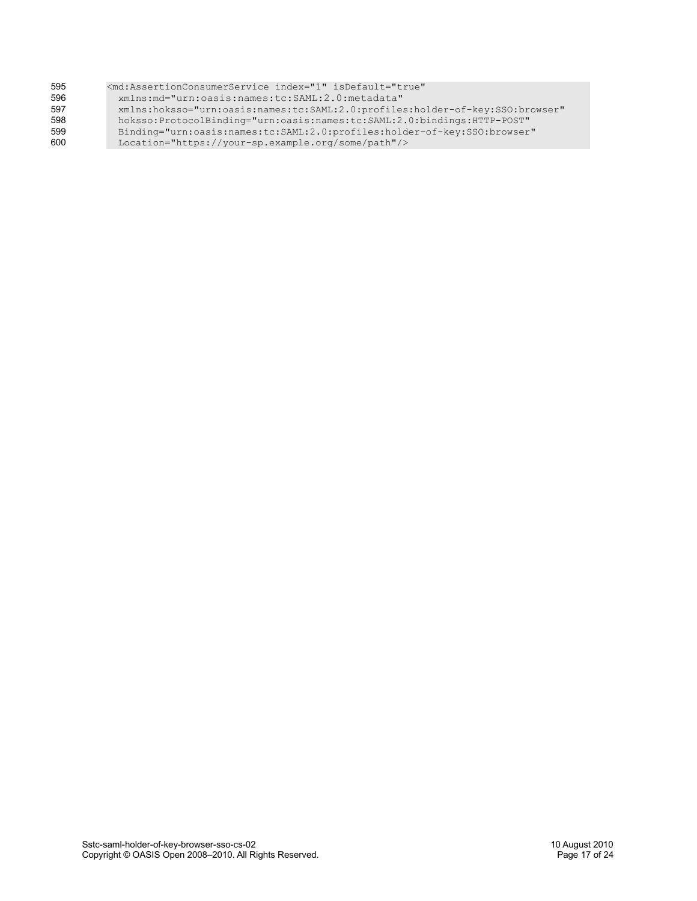```
<md:AssertionConsumerService index="1" isDefault="true"
  xmlns:md="urn:oasis:names:tc:SAML:2.0:metadata"
  xmlns:hoksso="urn:oasis:names:tc:SAML:2.0:profiles:holder-of-key:SSO:browser"
  hoksso:ProtocolBinding="urn:oasis:names:tc:SAML:2.0:bindings:HTTP-POST"
  Binding="urn:oasis:names:tc:SAML:2.0:profiles:holder-of-key:SSO:browser"
  Location="https://your-sp.example.org/some/path"/>
```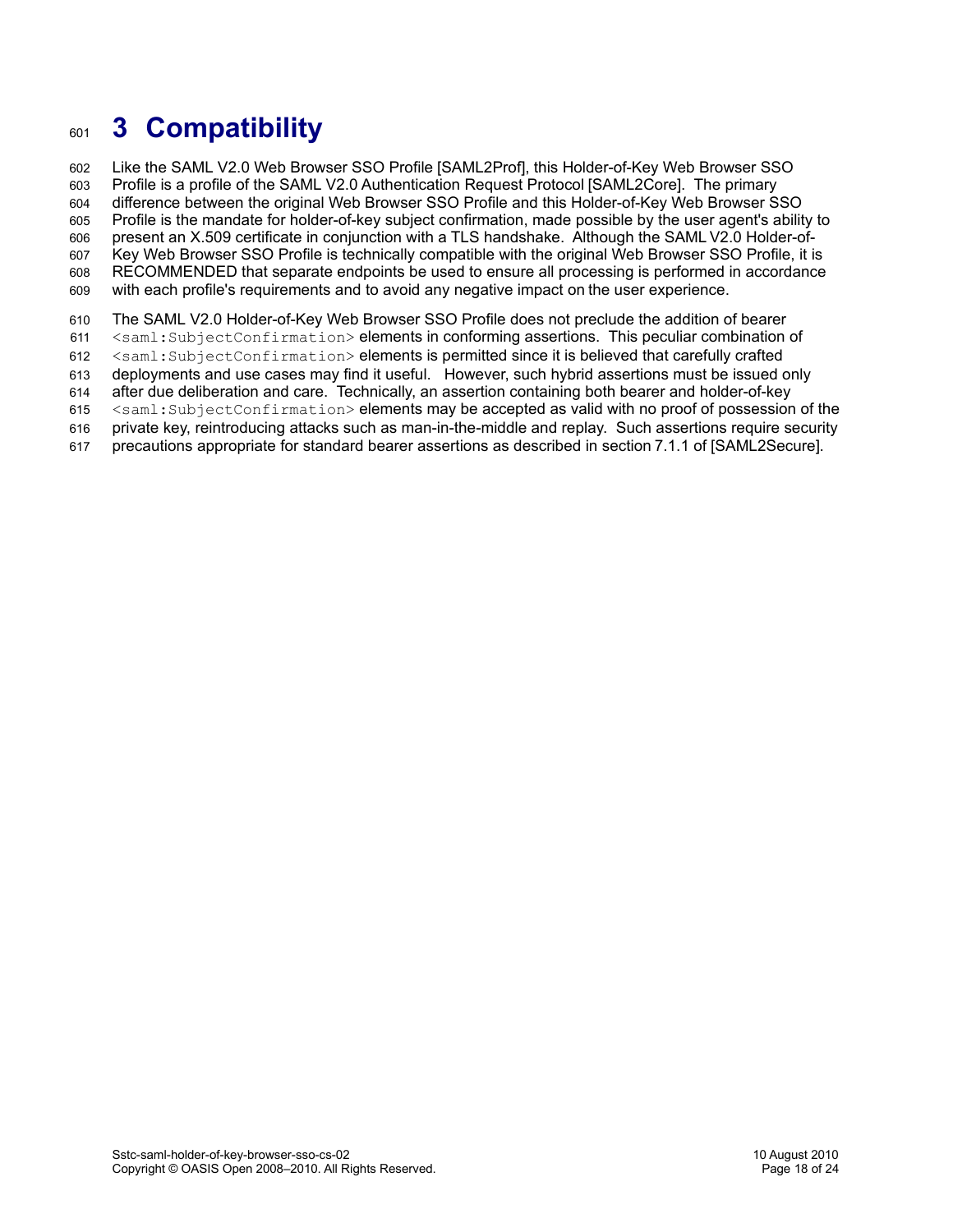# 3 Compatibility

Like the SAML V2.0 Web Browser SSO Profile [SAML2Prof], this Holder-of-Key Web Browser SSO Profile is a profile of the SAML V2.0 Authentication Request Protocol [SAML2Core]. The primary difference between the original Web Browser SSO Profile and this Holder-of-Key Web Browser SSO Profile is the mandate for holder-of-key subject confirmation, made possible by the user agent's ability to present an X.509 certificate in conjunction with a TLS handshake. Although the SAML V2.0 Holder-of-Key Web Browser SSO Profile is technically compatible with the original Web Browser SSO Profile, it is RECOMMENDED that separate endpoints be used to ensure all processing is performed in accordance with each profile's requirements and to avoid any negative impact on the user experience.

The SAML V2.0 Holder-of-Key Web Browser SSO Profile does not preclude the addition of bearer `<saml:SubjectConfirmation>` elements in conforming assertions. This peculiar combination of `<saml:SubjectConfirmation>` elements is permitted since it is believed that carefully crafted deployments and use cases may find it useful. However, such hybrid assertions must be issued only after due deliberation and care. Technically, an assertion containing both bearer and holder-of-key `<saml:SubjectConfirmation>` elements may be accepted as valid with no proof of possession of the private key, reintroducing attacks such as man-in-the-middle and replay. Such assertions require security precautions appropriate for standard bearer assertions as described in section 7.1.1 of [SAML2Secure].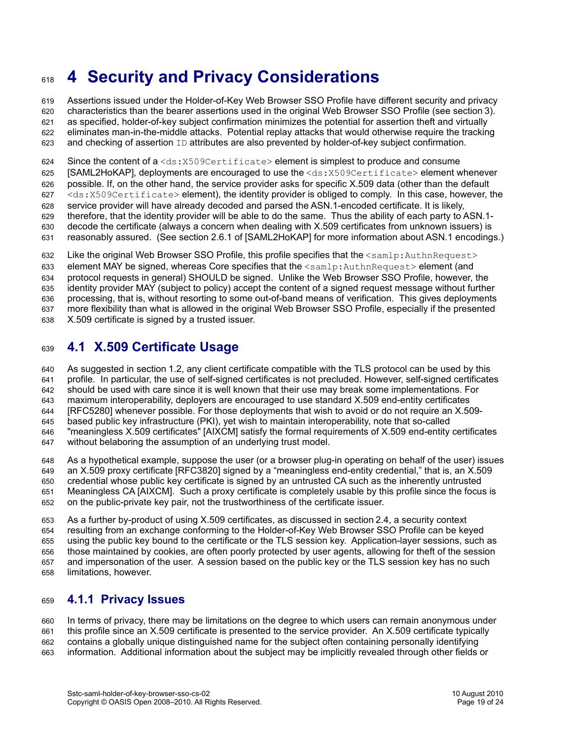# 4 Security and Privacy Considerations

Assertions issued under the Holder-of-Key Web Browser SSO Profile have different security and privacy characteristics than the bearer assertions used in the original Web Browser SSO Profile (see section 3). as specified, holder-of-key subject confirmation minimizes the potential for assertion theft and virtually eliminates man-in-the-middle attacks. Potential replay attacks that would otherwise require the tracking and checking of assertion `ID` attributes are also prevented by holder-of-key subject confirmation.

Since the content of a `<ds:X509Certificate>` element is simplest to produce and consume [SAML2HoKAP], deployments are encouraged to use the `<ds:X509Certificate>` element whenever possible. If, on the other hand, the service provider asks for specific X.509 data (other than the default `<ds:X509Certificate>` element), the identity provider is obliged to comply. In this case, however, the service provider will have already decoded and parsed the ASN.1-encoded certificate. It is likely, therefore, that the identity provider will be able to do the same. Thus the ability of each party to ASN.1-decode the certificate (always a concern when dealing with X.509 certificates from unknown issuers) is reasonably assured. (See section 2.6.1 of [SAML2HoKAP] for more information about ASN.1 encodings.)

Like the original Web Browser SSO Profile, this profile specifies that the `<samlp:AuthnRequest>` element MAY be signed, whereas Core specifies that the `<samlp:AuthnRequest>` element (and protocol requests in general) SHOULD be signed. Unlike the Web Browser SSO Profile, however, the identity provider MAY (subject to policy) accept the content of a signed request message without further processing, that is, without resorting to some out-of-band means of verification. This gives deployments more flexibility than what is allowed in the original Web Browser SSO Profile, especially if the presented X.509 certificate is signed by a trusted issuer.

## 4.1 X.509 Certificate Usage

As suggested in section 1.2, any client certificate compatible with the TLS protocol can be used by this profile. In particular, the use of self-signed certificates is not precluded. However, self-signed certificates should be used with care since it is well known that their use may break some implementations. For maximum interoperability, deployers are encouraged to use standard X.509 end-entity certificates [RFC5280] whenever possible. For those deployments that wish to avoid or do not require an X.509-based public key infrastructure (PKI), yet wish to maintain interoperability, note that so-called "meaningless X.509 certificates" [AIXCM] satisfy the formal requirements of X.509 end-entity certificates without belaboring the assumption of an underlying trust model.

As a hypothetical example, suppose the user (or a browser plug-in operating on behalf of the user) issues an X.509 proxy certificate [RFC3820] signed by a "meaningless end-entity credential," that is, an X.509 credential whose public key certificate is signed by an untrusted CA such as the inherently untrusted Meaningless CA [AIXCM]. Such a proxy certificate is completely usable by this profile since the focus is on the public-private key pair, not the trustworthiness of the certificate issuer.

As a further by-product of using X.509 certificates, as discussed in section 2.4, a security context resulting from an exchange conforming to the Holder-of-Key Web Browser SSO Profile can be keyed using the public key bound to the certificate or the TLS session key. Application-layer sessions, such as those maintained by cookies, are often poorly protected by user agents, allowing for theft of the session and impersonation of the user. A session based on the public key or the TLS session key has no such limitations, however.

### 4.1.1 Privacy Issues

In terms of privacy, there may be limitations on the degree to which users can remain anonymous under this profile since an X.509 certificate is presented to the service provider. An X.509 certificate typically contains a globally unique distinguished name for the subject often containing personally identifying information. Additional information about the subject may be implicitly revealed through other fields or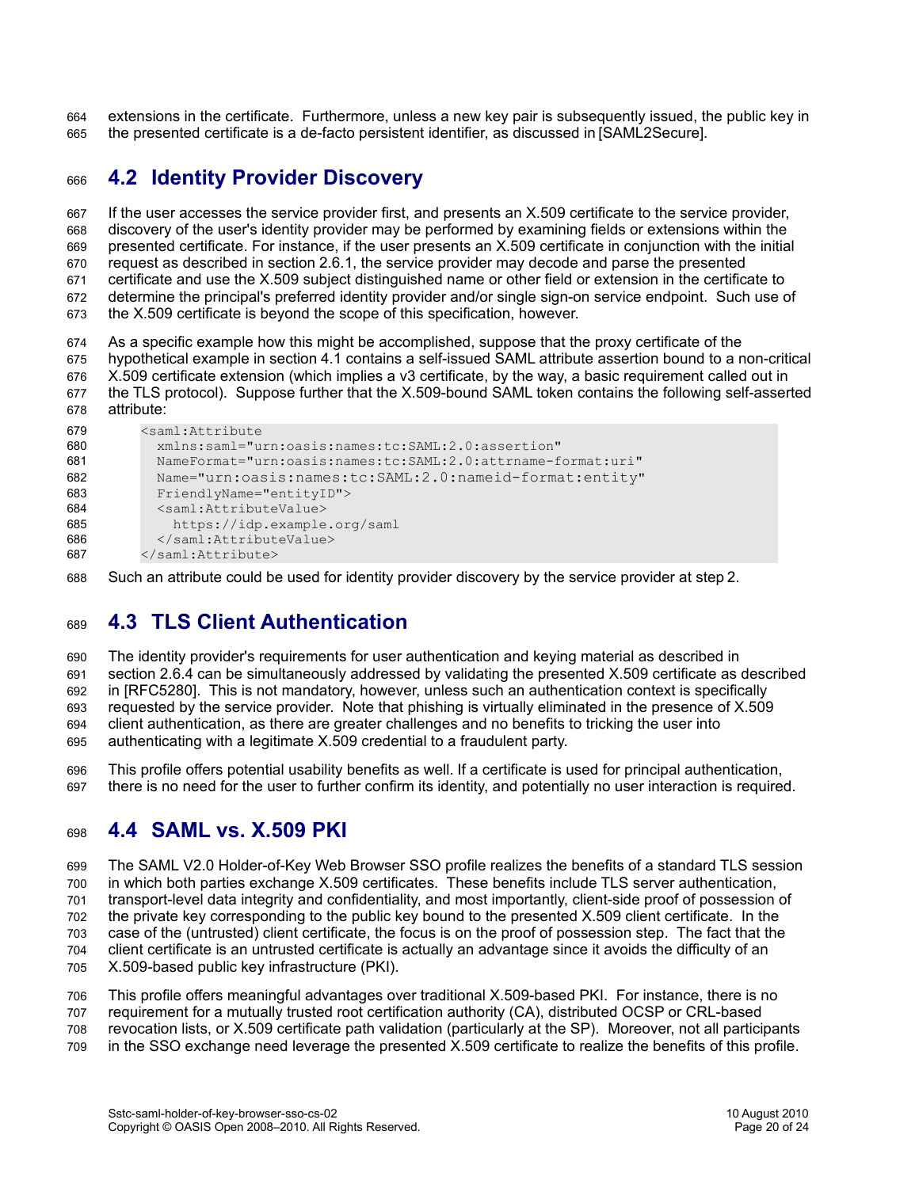extensions in the certificate. Furthermore, unless a new key pair is subsequently issued, the public key in the presented certificate is a de-facto persistent identifier, as discussed in [SAML2Secure].

## 4.2 Identity Provider Discovery

If the user accesses the service provider first, and presents an X.509 certificate to the service provider, discovery of the user's identity provider may be performed by examining fields or extensions within the presented certificate. For instance, if the user presents an X.509 certificate in conjunction with the initial request as described in section 2.6.1, the service provider may decode and parse the presented certificate and use the X.509 subject distinguished name or other field or extension in the certificate to determine the principal's preferred identity provider and/or single sign-on service endpoint. Such use of the X.509 certificate is beyond the scope of this specification, however.

As a specific example how this might be accomplished, suppose that the proxy certificate of the hypothetical example in section 4.1 contains a self-issued SAML attribute assertion bound to a non-critical X.509 certificate extension (which implies a v3 certificate, by the way, a basic requirement called out in the TLS protocol). Suppose further that the X.509-bound SAML token contains the following self-asserted attribute:

```
<saml:Attribute
  xmlns:saml="urn:oasis:names:tc:SAML:2.0:assertion"
  NameFormat="urn:oasis:names:tc:SAML:2.0:attrname-format:uri"
  Name="urn:oasis:names:tc:SAML:2.0:nameid-format:entity"
  FriendlyName="entityID">
  <saml:AttributeValue>
    https://idp.example.org/saml
  </saml:AttributeValue>
</saml:Attribute>
```

Such an attribute could be used for identity provider discovery by the service provider at step 2.

## 4.3 TLS Client Authentication

The identity provider's requirements for user authentication and keying material as described in section 2.6.4 can be simultaneously addressed by validating the presented X.509 certificate as described in [RFC5280]. This is not mandatory, however, unless such an authentication context is specifically requested by the service provider. Note that phishing is virtually eliminated in the presence of X.509 client authentication, as there are greater challenges and no benefits to tricking the user into authenticating with a legitimate X.509 credential to a fraudulent party.

This profile offers potential usability benefits as well. If a certificate is used for principal authentication, there is no need for the user to further confirm its identity, and potentially no user interaction is required.

## 4.4 SAML vs. X.509 PKI

The SAML V2.0 Holder-of-Key Web Browser SSO profile realizes the benefits of a standard TLS session in which both parties exchange X.509 certificates. These benefits include TLS server authentication, transport-level data integrity and confidentiality, and most importantly, client-side proof of possession of the private key corresponding to the public key bound to the presented X.509 client certificate. In the case of the (untrusted) client certificate, the focus is on the proof of possession step. The fact that the client certificate is an untrusted certificate is actually an advantage since it avoids the difficulty of an X.509-based public key infrastructure (PKI).

This profile offers meaningful advantages over traditional X.509-based PKI. For instance, there is no requirement for a mutually trusted root certification authority (CA), distributed OCSP or CRL-based revocation lists, or X.509 certificate path validation (particularly at the SP). Moreover, not all participants in the SSO exchange need leverage the presented X.509 certificate to realize the benefits of this profile.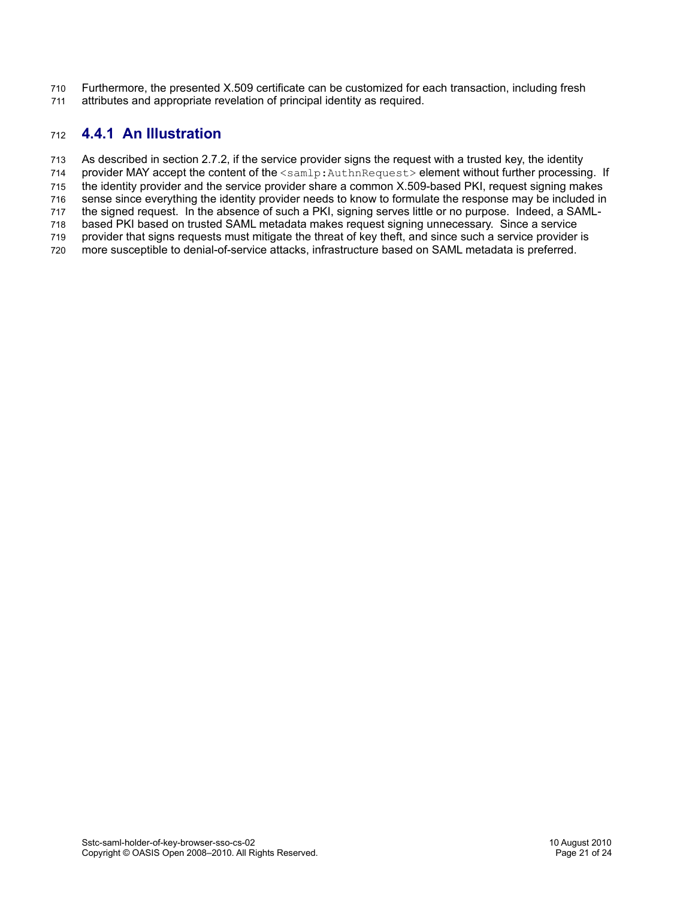Furthermore, the presented X.509 certificate can be customized for each transaction, including fresh attributes and appropriate revelation of principal identity as required.

### 4.4.1 An Illustration

As described in section 2.7.2, if the service provider signs the request with a trusted key, the identity provider MAY accept the content of the `<samlp:AuthnRequest>` element without further processing. If the identity provider and the service provider share a common X.509-based PKI, request signing makes sense since everything the identity provider needs to know to formulate the response may be included in the signed request. In the absence of such a PKI, signing serves little or no purpose. Indeed, a SAML-based PKI based on trusted SAML metadata makes request signing unnecessary. Since a service provider that signs requests must mitigate the threat of key theft, and since such a service provider is more susceptible to denial-of-service attacks, infrastructure based on SAML metadata is preferred.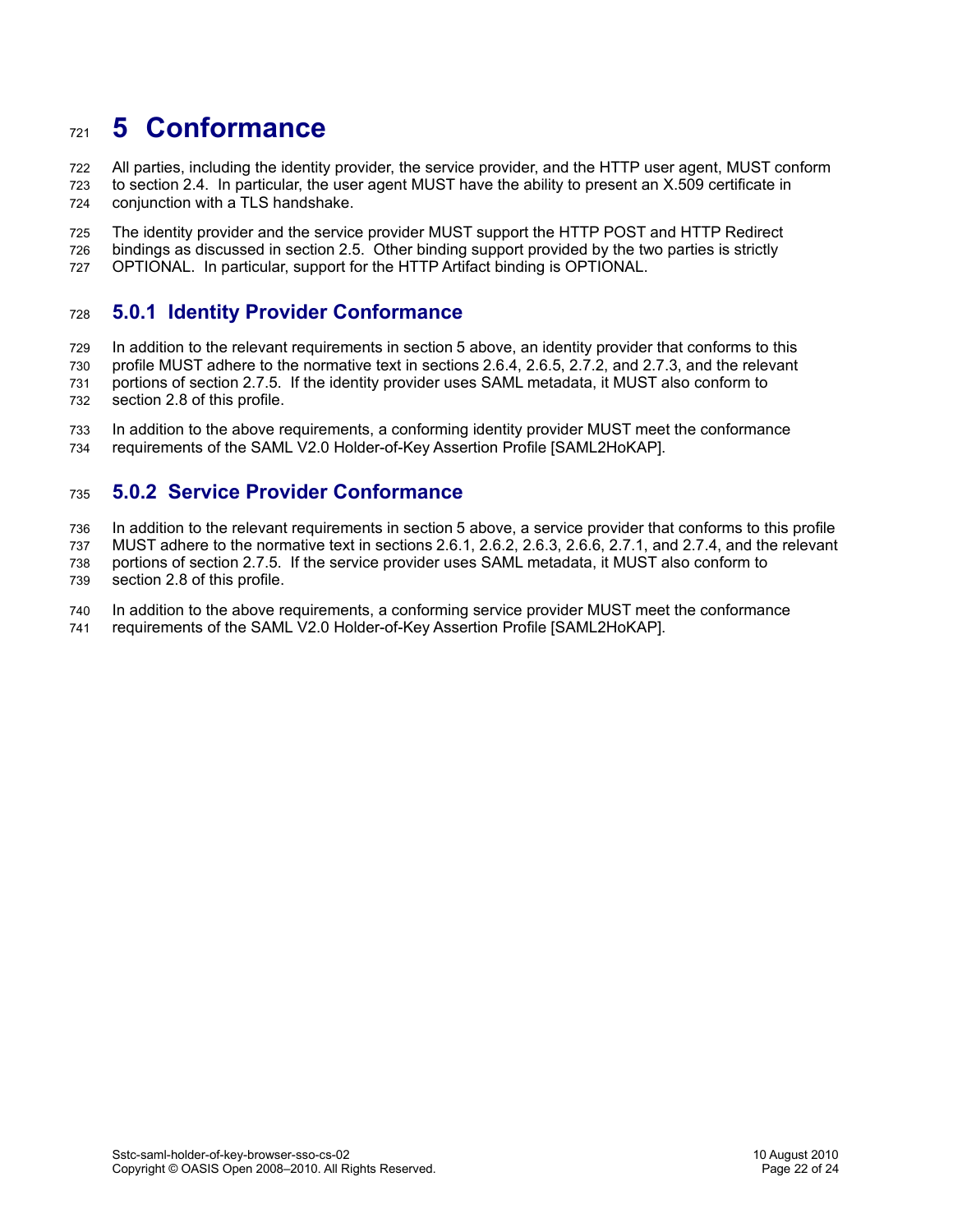# 5 Conformance

All parties, including the identity provider, the service provider, and the HTTP user agent, MUST conform to section 2.4. In particular, the user agent MUST have the ability to present an X.509 certificate in conjunction with a TLS handshake.

The identity provider and the service provider MUST support the HTTP POST and HTTP Redirect bindings as discussed in section 2.5. Other binding support provided by the two parties is strictly OPTIONAL. In particular, support for the HTTP Artifact binding is OPTIONAL.

### 5.0.1 Identity Provider Conformance

In addition to the relevant requirements in section 5 above, an identity provider that conforms to this profile MUST adhere to the normative text in sections 2.6.4, 2.6.5, 2.7.2, and 2.7.3, and the relevant portions of section 2.7.5. If the identity provider uses SAML metadata, it MUST also conform to section 2.8 of this profile.

In addition to the above requirements, a conforming identity provider MUST meet the conformance requirements of the SAML V2.0 Holder-of-Key Assertion Profile [SAML2HoKAP].

### 5.0.2 Service Provider Conformance

In addition to the relevant requirements in section 5 above, a service provider that conforms to this profile MUST adhere to the normative text in sections 2.6.1, 2.6.2, 2.6.3, 2.6.6, 2.7.1, and 2.7.4, and the relevant portions of section 2.7.5. If the service provider uses SAML metadata, it MUST also conform to section 2.8 of this profile.

In addition to the above requirements, a conforming service provider MUST meet the conformance requirements of the SAML V2.0 Holder-of-Key Assertion Profile [SAML2HoKAP].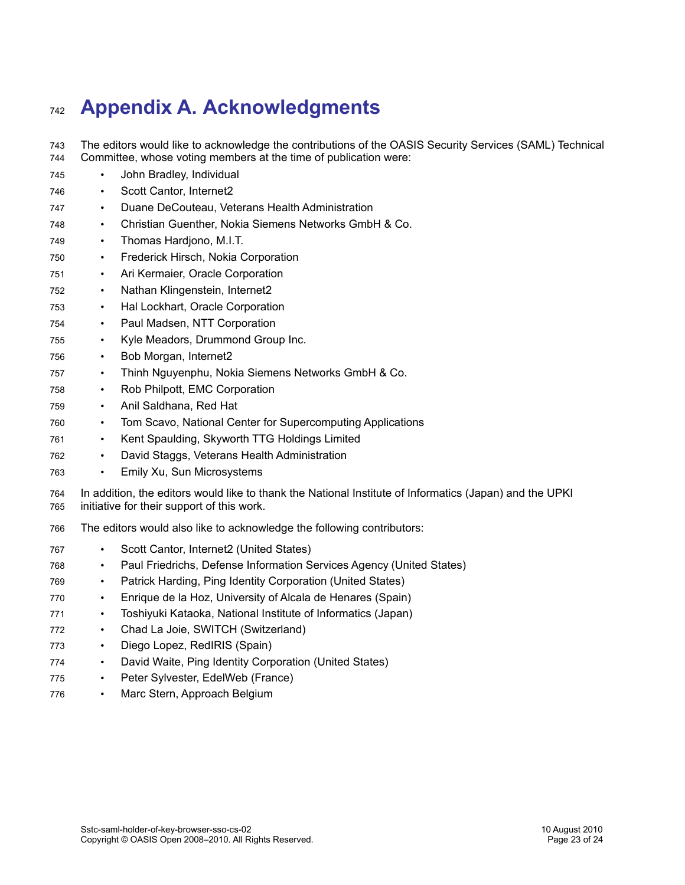# Appendix A. Acknowledgments

The editors would like to acknowledge the contributions of the OASIS Security Services (SAML) Technical Committee, whose voting members at the time of publication were:

- John Bradley, Individual
- Scott Cantor, Internet2
- Duane DeCouteau, Veterans Health Administration
- Christian Guenther, Nokia Siemens Networks GmbH & Co.
- Thomas Hardjono, M.I.T.
- Frederick Hirsch, Nokia Corporation
- Ari Kermaier, Oracle Corporation
- Nathan Klingenstein, Internet2
- Hal Lockhart, Oracle Corporation
- Paul Madsen, NTT Corporation
- Kyle Meadors, Drummond Group Inc.
- Bob Morgan, Internet2
- Thinh Nguyenphu, Nokia Siemens Networks GmbH & Co.
- Rob Philpott, EMC Corporation
- Anil Saldhana, Red Hat
- Tom Scavo, National Center for Supercomputing Applications
- Kent Spaulding, Skyworth TTG Holdings Limited
- David Staggs, Veterans Health Administration
- Emily Xu, Sun Microsystems

In addition, the editors would like to thank the National Institute of Informatics (Japan) and the UPKI initiative for their support of this work.

The editors would also like to acknowledge the following contributors:

- Scott Cantor, Internet2 (United States)
- Paul Friedrichs, Defense Information Services Agency (United States)
- Patrick Harding, Ping Identity Corporation (United States)
- Enrique de la Hoz, University of Alcala de Henares (Spain)
- Toshiyuki Kataoka, National Institute of Informatics (Japan)
- Chad La Joie, SWITCH (Switzerland)
- Diego Lopez, RedIRIS (Spain)
- David Waite, Ping Identity Corporation (United States)
- Peter Sylvester, EdelWeb (France)
- Marc Stern, Approach Belgium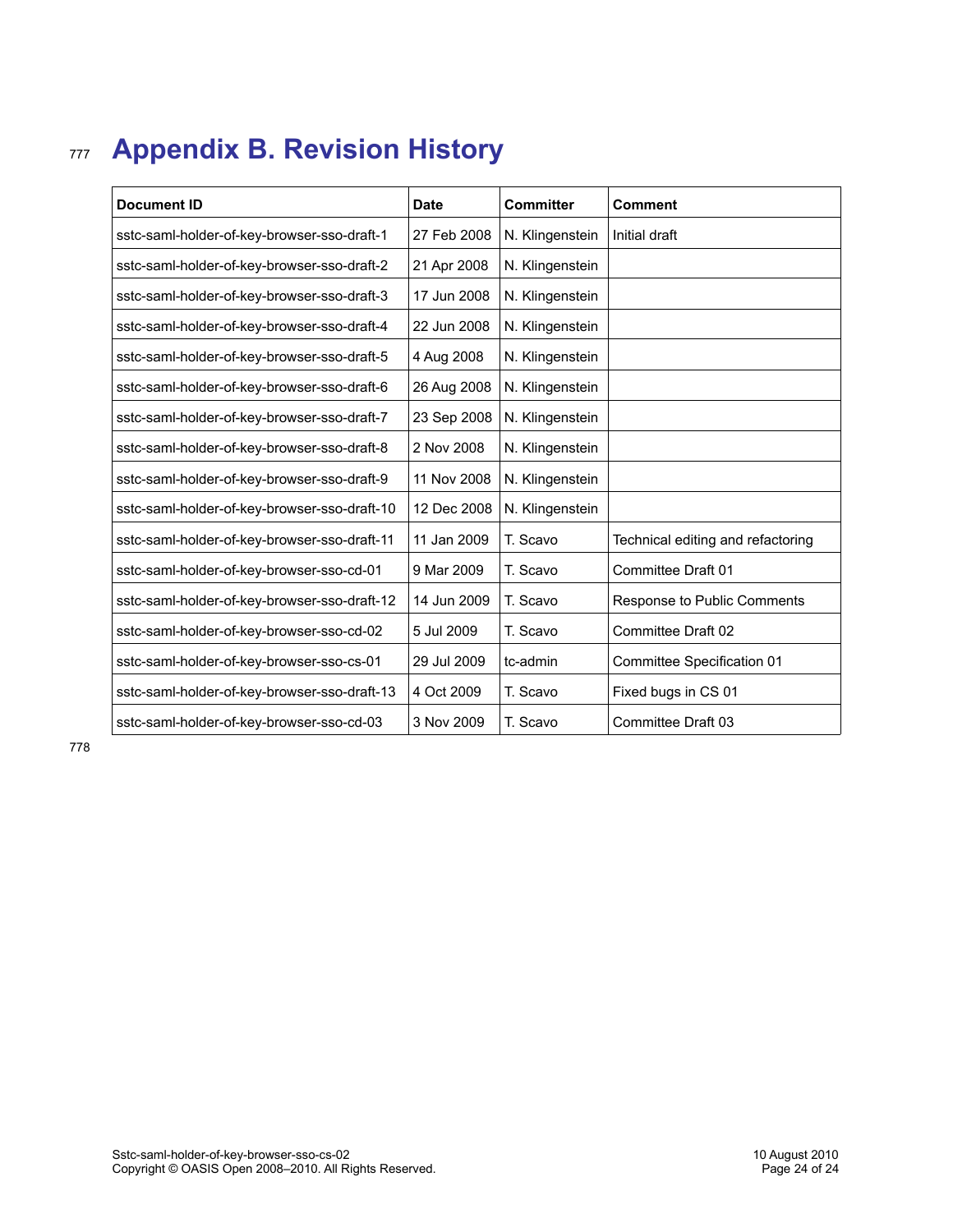# Appendix B. Revision History

| Document ID | Date | Committer | Comment |
|---|---|---|---|
| sstc-saml-holder-of-key-browser-sso-draft-1 | 27 Feb 2008 | N. Klingenstein | Initial draft |
| sstc-saml-holder-of-key-browser-sso-draft-2 | 21 Apr 2008 | N. Klingenstein | |
| sstc-saml-holder-of-key-browser-sso-draft-3 | 17 Jun 2008 | N. Klingenstein | |
| sstc-saml-holder-of-key-browser-sso-draft-4 | 22 Jun 2008 | N. Klingenstein | |
| sstc-saml-holder-of-key-browser-sso-draft-5 | 4 Aug 2008 | N. Klingenstein | |
| sstc-saml-holder-of-key-browser-sso-draft-6 | 26 Aug 2008 | N. Klingenstein | |
| sstc-saml-holder-of-key-browser-sso-draft-7 | 23 Sep 2008 | N. Klingenstein | |
| sstc-saml-holder-of-key-browser-sso-draft-8 | 2 Nov 2008 | N. Klingenstein | |
| sstc-saml-holder-of-key-browser-sso-draft-9 | 11 Nov 2008 | N. Klingenstein | |
| sstc-saml-holder-of-key-browser-sso-draft-10 | 12 Dec 2008 | N. Klingenstein | |
| sstc-saml-holder-of-key-browser-sso-draft-11 | 11 Jan 2009 | T. Scavo | Technical editing and refactoring |
| sstc-saml-holder-of-key-browser-sso-cd-01 | 9 Mar 2009 | T. Scavo | Committee Draft 01 |
| sstc-saml-holder-of-key-browser-sso-draft-12 | 14 Jun 2009 | T. Scavo | Response to Public Comments |
| sstc-saml-holder-of-key-browser-sso-cd-02 | 5 Jul 2009 | T. Scavo | Committee Draft 02 |
| sstc-saml-holder-of-key-browser-sso-cs-01 | 29 Jul 2009 | tc-admin | Committee Specification 01 |
| sstc-saml-holder-of-key-browser-sso-draft-13 | 4 Oct 2009 | T. Scavo | Fixed bugs in CS 01 |
| sstc-saml-holder-of-key-browser-sso-cd-03 | 3 Nov 2009 | T. Scavo | Committee Draft 03 |